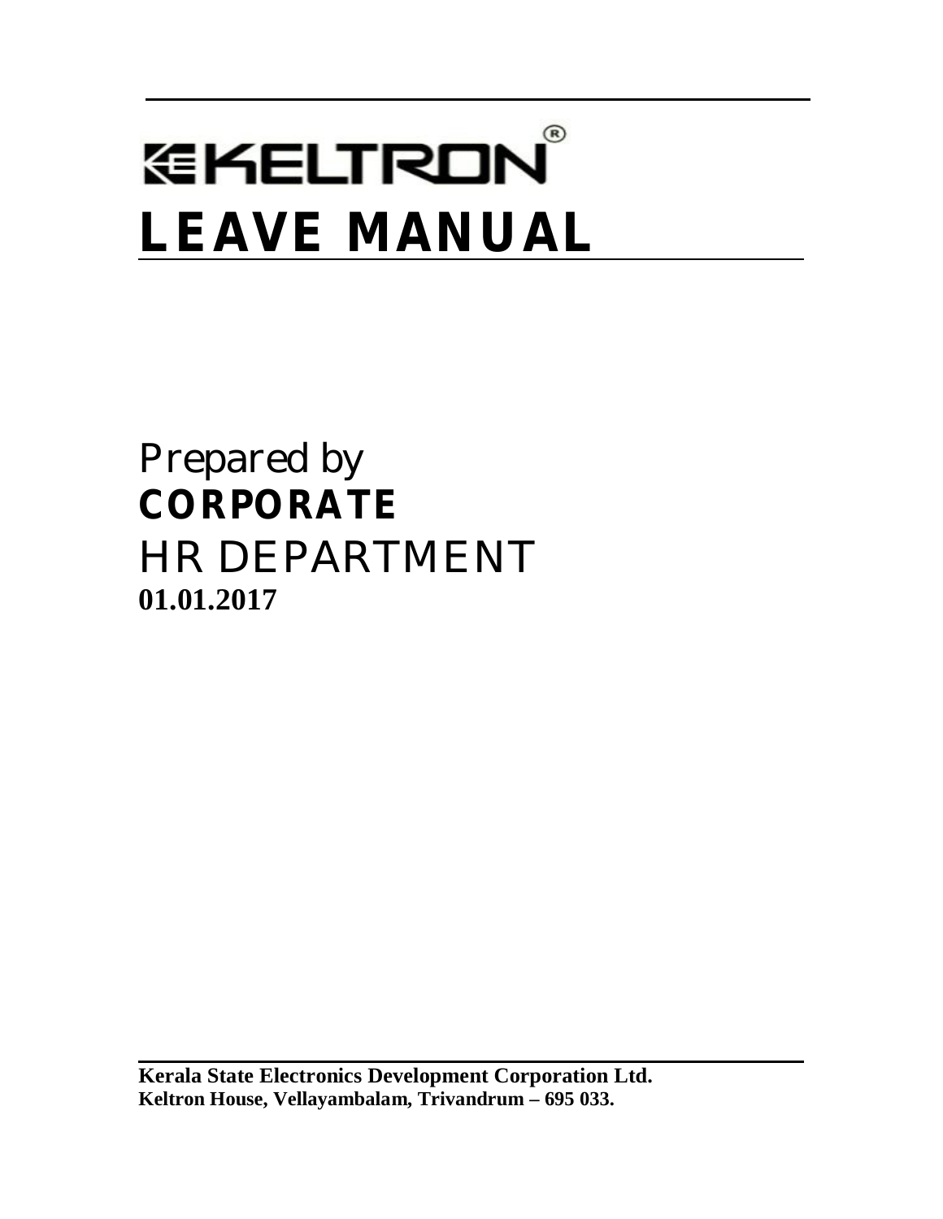# KELTRON®

# LEAVE MANUAL

Prepared by

**CORPORATE**

HR DEPARTMENT

**01.01.2017**

**Kerala State Electronics Development Corporation Ltd.**
**Keltron House, Vellayambalam, Trivandrum – 695 033.**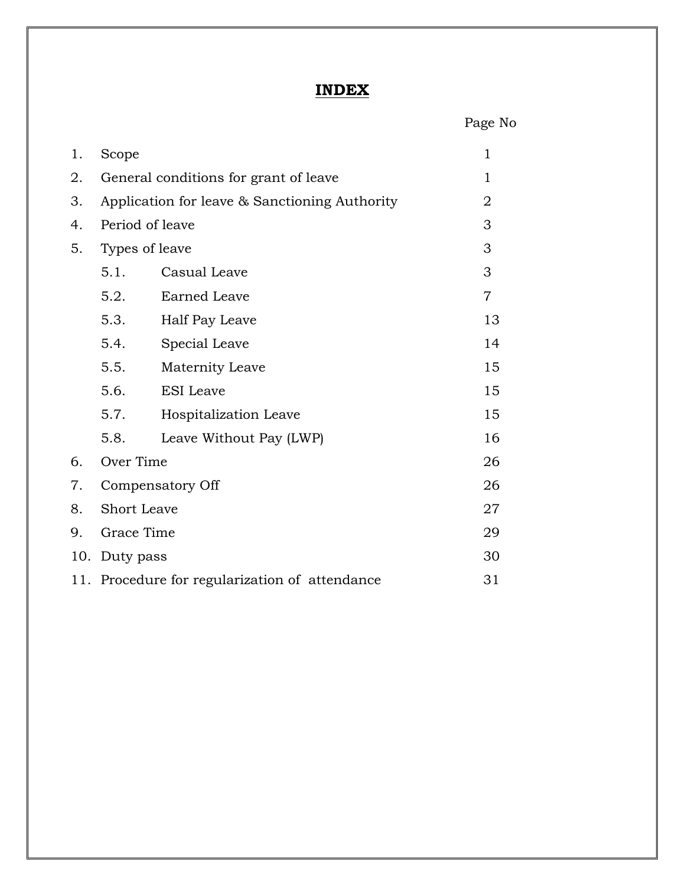# INDEX

| | | Page No |
|---|---|---|
| 1. | Scope | 1 |
| 2. | General conditions for grant of leave | 1 |
| 3. | Application for leave & Sanctioning Authority | 2 |
| 4. | Period of leave | 3 |
| 5. | Types of leave | 3 |
| | 5.1. Casual Leave | 3 |
| | 5.2. Earned Leave | 7 |
| | 5.3. Half Pay Leave | 13 |
| | 5.4. Special Leave | 14 |
| | 5.5. Maternity Leave | 15 |
| | 5.6. ESI Leave | 15 |
| | 5.7. Hospitalization Leave | 15 |
| | 5.8. Leave Without Pay (LWP) | 16 |
| 6. | Over Time | 26 |
| 7. | Compensatory Off | 26 |
| 8. | Short Leave | 27 |
| 9. | Grace Time | 29 |
| 10. | Duty pass | 30 |
| 11. | Procedure for regularization of attendance | 31 |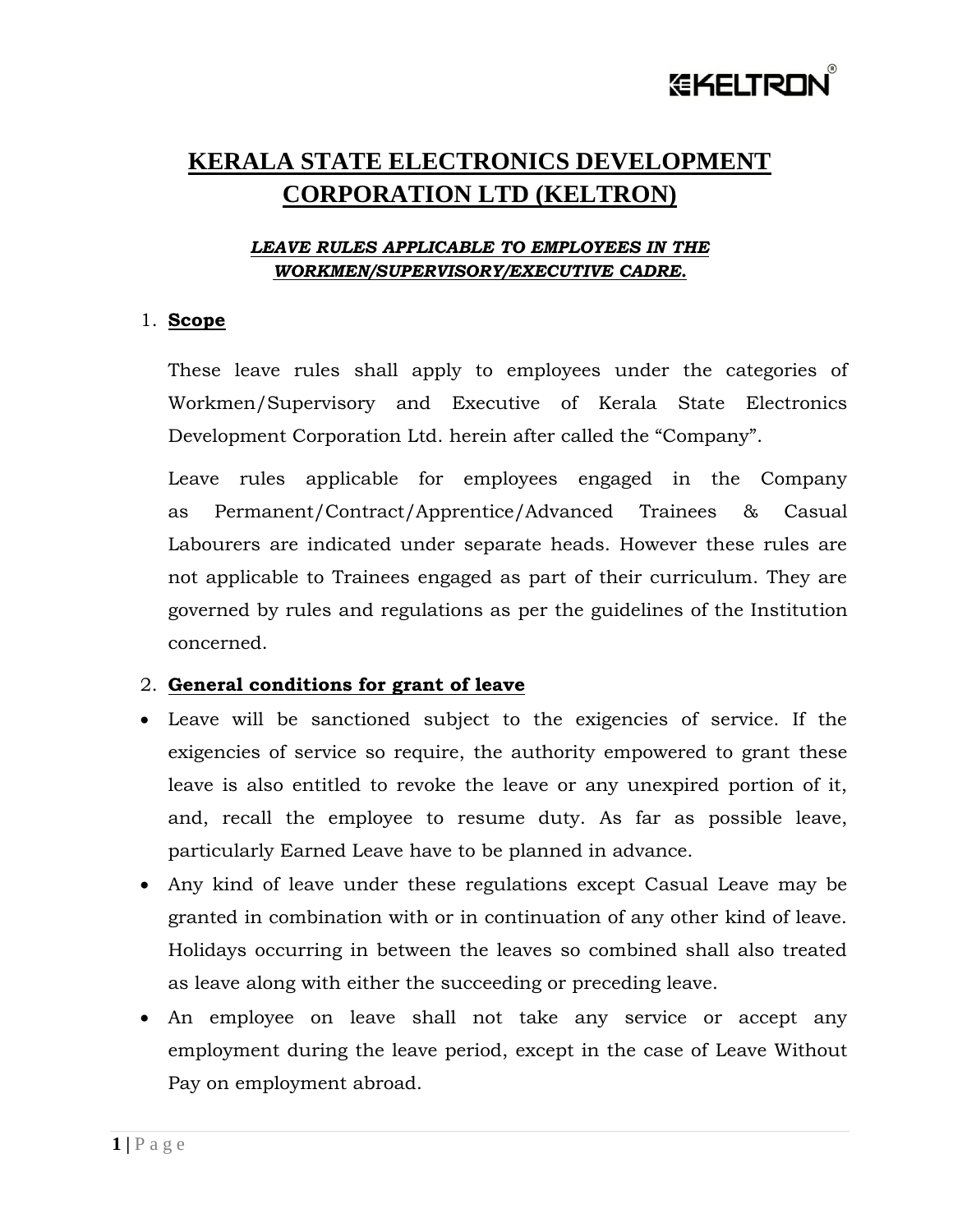# KERALA STATE ELECTRONICS DEVELOPMENT CORPORATION LTD (KELTRON)

## *LEAVE RULES APPLICABLE TO EMPLOYEES IN THE WORKMEN/SUPERVISORY/EXECUTIVE CADRE.*

1. **Scope**

These leave rules shall apply to employees under the categories of Workmen/Supervisory and Executive of Kerala State Electronics Development Corporation Ltd. herein after called the "Company".

Leave rules applicable for employees engaged in the Company as Permanent/Contract/Apprentice/Advanced Trainees & Casual Labourers are indicated under separate heads. However these rules are not applicable to Trainees engaged as part of their curriculum. They are governed by rules and regulations as per the guidelines of the Institution concerned.

2. **General conditions for grant of leave**

- Leave will be sanctioned subject to the exigencies of service. If the exigencies of service so require, the authority empowered to grant these leave is also entitled to revoke the leave or any unexpired portion of it, and, recall the employee to resume duty. As far as possible leave, particularly Earned Leave have to be planned in advance.
- Any kind of leave under these regulations except Casual Leave may be granted in combination with or in continuation of any other kind of leave. Holidays occurring in between the leaves so combined shall also treated as leave along with either the succeeding or preceding leave.
- An employee on leave shall not take any service or accept any employment during the leave period, except in the case of Leave Without Pay on employment abroad.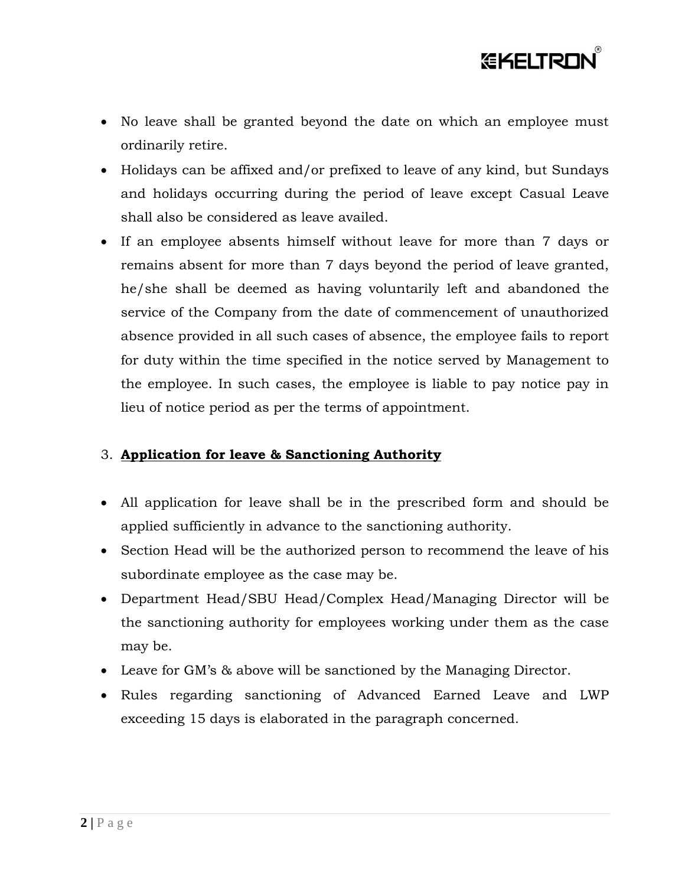- No leave shall be granted beyond the date on which an employee must ordinarily retire.
- Holidays can be affixed and/or prefixed to leave of any kind, but Sundays and holidays occurring during the period of leave except Casual Leave shall also be considered as leave availed.
- If an employee absents himself without leave for more than 7 days or remains absent for more than 7 days beyond the period of leave granted, he/she shall be deemed as having voluntarily left and abandoned the service of the Company from the date of commencement of unauthorized absence provided in all such cases of absence, the employee fails to report for duty within the time specified in the notice served by Management to the employee. In such cases, the employee is liable to pay notice pay in lieu of notice period as per the terms of appointment.

## 3. Application for leave & Sanctioning Authority

- All application for leave shall be in the prescribed form and should be applied sufficiently in advance to the sanctioning authority.
- Section Head will be the authorized person to recommend the leave of his subordinate employee as the case may be.
- Department Head/SBU Head/Complex Head/Managing Director will be the sanctioning authority for employees working under them as the case may be.
- Leave for GM's & above will be sanctioned by the Managing Director.
- Rules regarding sanctioning of Advanced Earned Leave and LWP exceeding 15 days is elaborated in the paragraph concerned.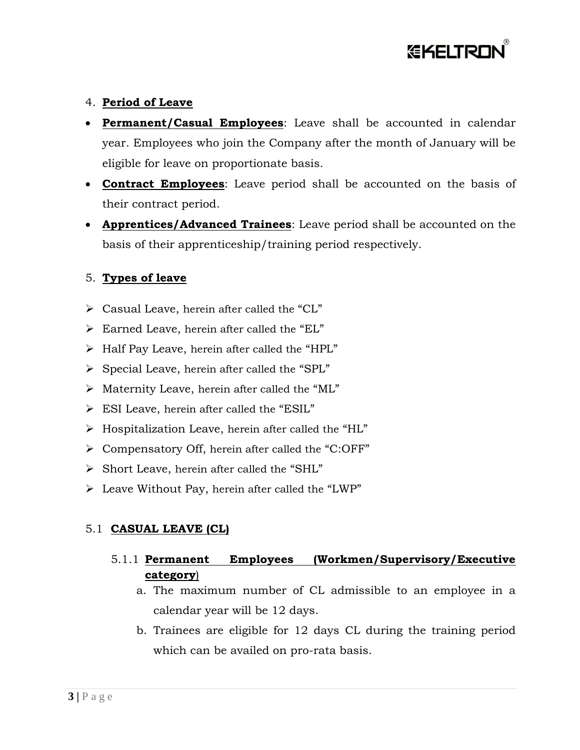## 4. **Period of Leave**

- **Permanent/Casual Employees**: Leave shall be accounted in calendar year. Employees who join the Company after the month of January will be eligible for leave on proportionate basis.
- **Contract Employees**: Leave period shall be accounted on the basis of their contract period.
- **Apprentices/Advanced Trainees**: Leave period shall be accounted on the basis of their apprenticeship/training period respectively.

## 5. **Types of leave**

- Casual Leave, herein after called the "CL"
- Earned Leave, herein after called the "EL"
- Half Pay Leave, herein after called the "HPL"
- Special Leave, herein after called the "SPL"
- Maternity Leave, herein after called the "ML"
- ESI Leave, herein after called the "ESIL"
- Hospitalization Leave, herein after called the "HL"
- Compensatory Off, herein after called the "C:OFF"
- Short Leave, herein after called the "SHL"
- Leave Without Pay, herein after called the "LWP"

### 5.1 **CASUAL LEAVE (CL)**

#### 5.1.1 **Permanent Employees (Workmen/Supervisory/Executive category)**

a. The maximum number of CL admissible to an employee in a calendar year will be 12 days.

b. Trainees are eligible for 12 days CL during the training period which can be availed on pro-rata basis.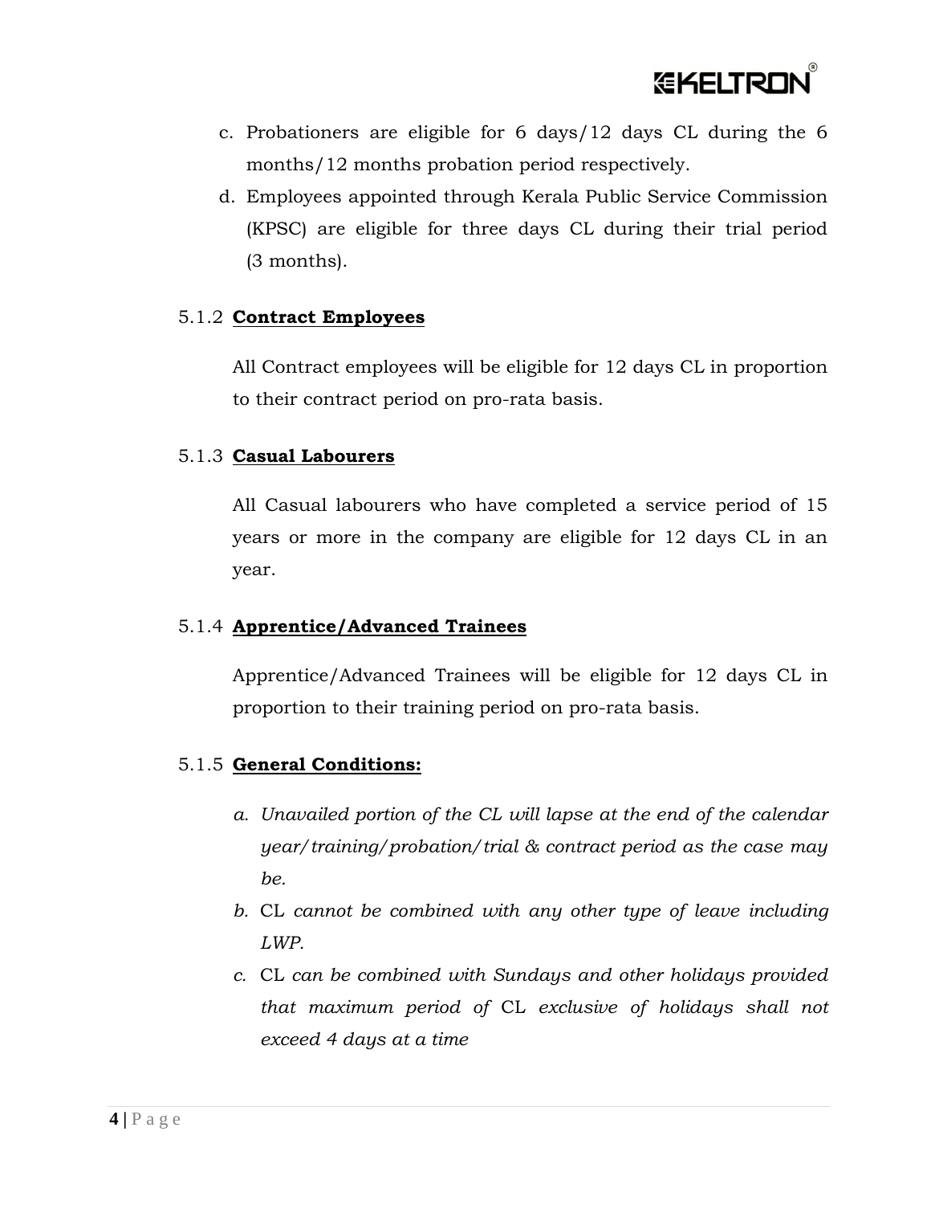c. Probationers are eligible for 6 days/12 days CL during the 6 months/12 months probation period respectively.
d. Employees appointed through Kerala Public Service Commission (KPSC) are eligible for three days CL during their trial period (3 months).

5.1.2 **Contract Employees**

All Contract employees will be eligible for 12 days CL in proportion to their contract period on pro-rata basis.

5.1.3 **Casual Labourers**

All Casual labourers who have completed a service period of 15 years or more in the company are eligible for 12 days CL in an year.

5.1.4 **Apprentice/Advanced Trainees**

Apprentice/Advanced Trainees will be eligible for 12 days CL in proportion to their training period on pro-rata basis.

5.1.5 **General Conditions:**

*a. Unavailed portion of the CL will lapse at the end of the calendar year/training/probation/trial & contract period as the case may be.*

*b.* CL *cannot be combined with any other type of leave including LWP.*

*c.* CL *can be combined with Sundays and other holidays provided that maximum period of* CL *exclusive of holidays shall not exceed 4 days at a time*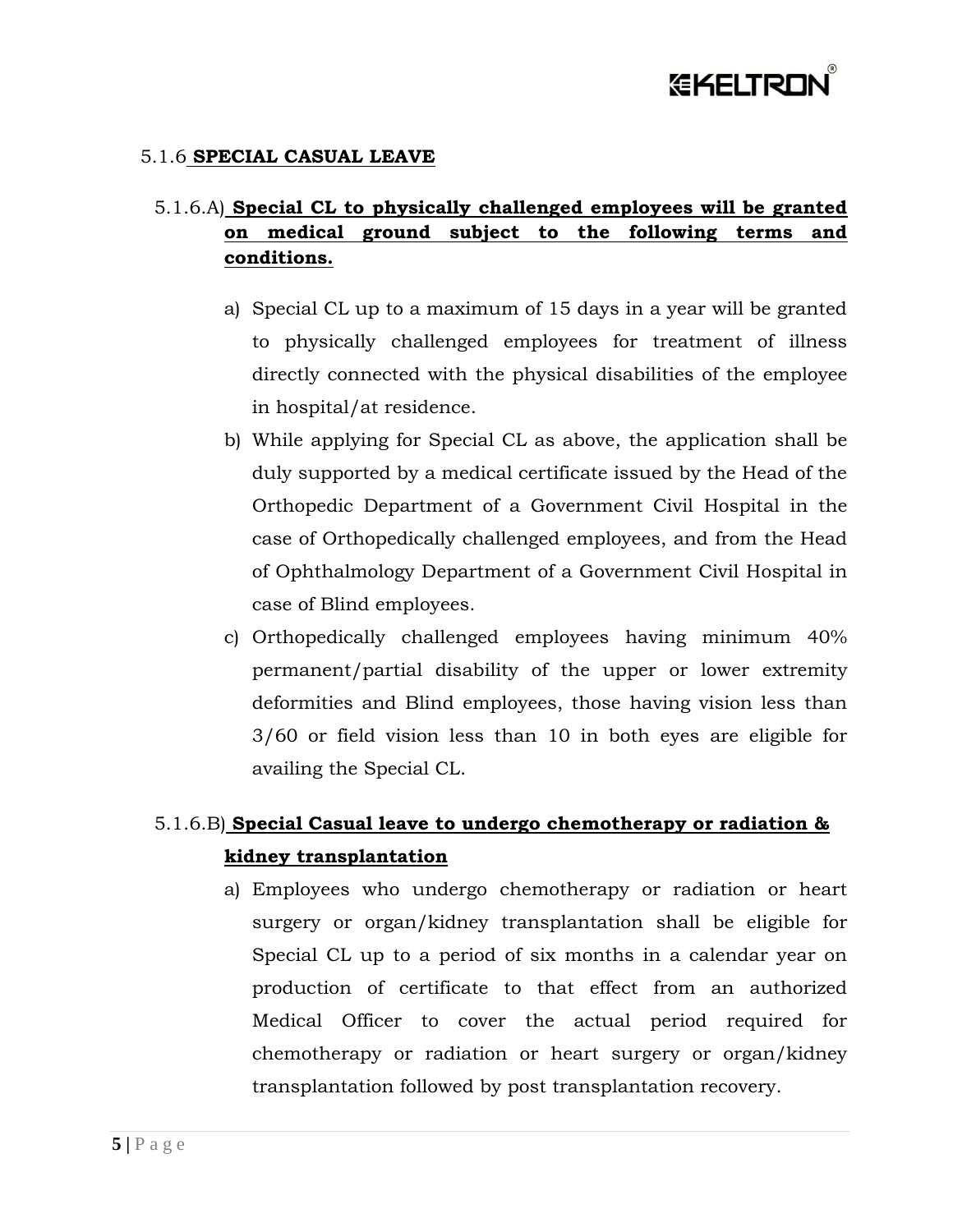### 5.1.6 **SPECIAL CASUAL LEAVE**

#### 5.1.6.A) **Special CL to physically challenged employees will be granted on medical ground subject to the following terms and conditions.**

a) Special CL up to a maximum of 15 days in a year will be granted to physically challenged employees for treatment of illness directly connected with the physical disabilities of the employee in hospital/at residence.

b) While applying for Special CL as above, the application shall be duly supported by a medical certificate issued by the Head of the Orthopedic Department of a Government Civil Hospital in the case of Orthopedically challenged employees, and from the Head of Ophthalmology Department of a Government Civil Hospital in case of Blind employees.

c) Orthopedically challenged employees having minimum 40% permanent/partial disability of the upper or lower extremity deformities and Blind employees, those having vision less than 3/60 or field vision less than 10 in both eyes are eligible for availing the Special CL.

#### 5.1.6.B) **Special Casual leave to undergo chemotherapy or radiation & kidney transplantation**

a) Employees who undergo chemotherapy or radiation or heart surgery or organ/kidney transplantation shall be eligible for Special CL up to a period of six months in a calendar year on production of certificate to that effect from an authorized Medical Officer to cover the actual period required for chemotherapy or radiation or heart surgery or organ/kidney transplantation followed by post transplantation recovery.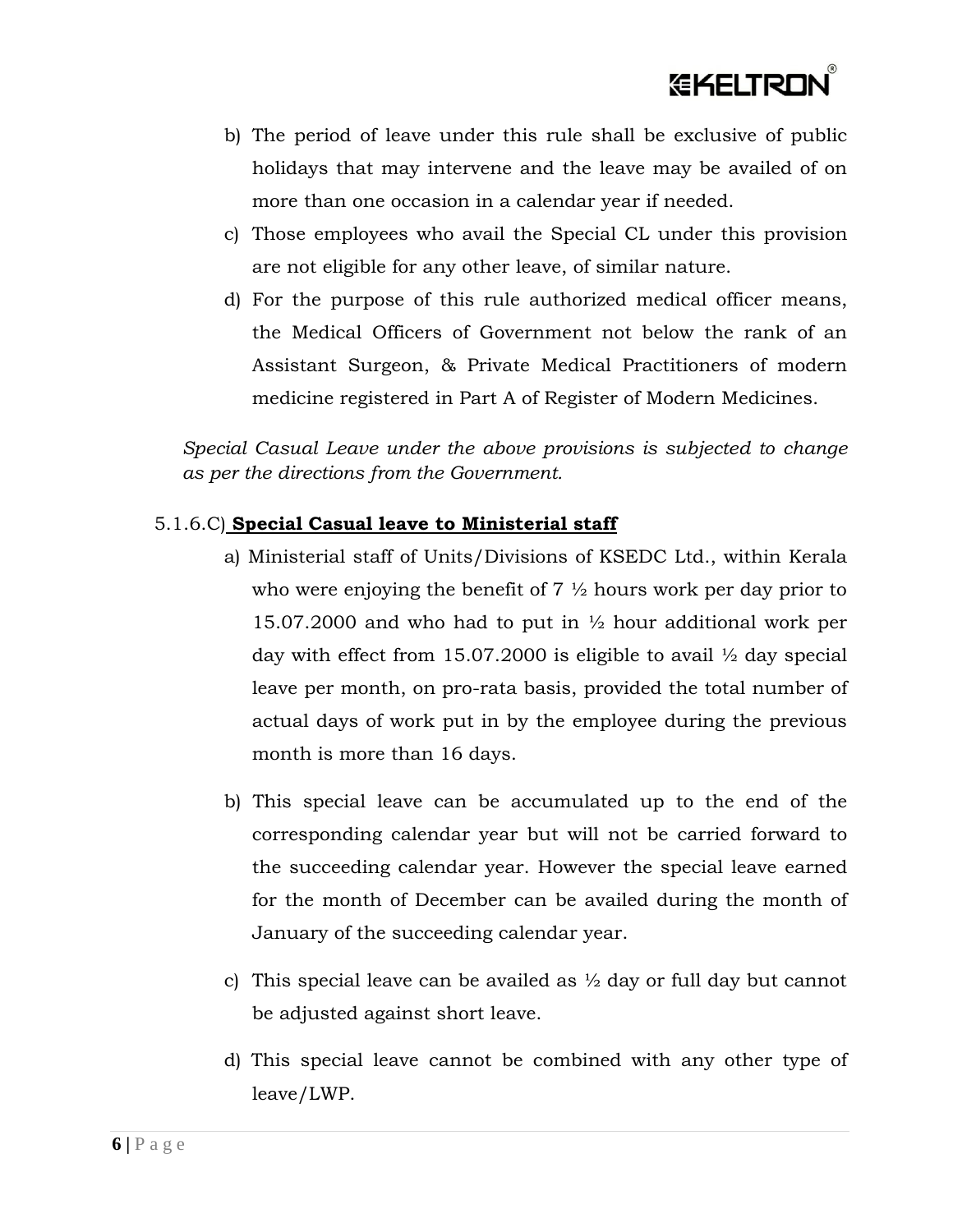b) The period of leave under this rule shall be exclusive of public holidays that may intervene and the leave may be availed of on more than one occasion in a calendar year if needed.

c) Those employees who avail the Special CL under this provision are not eligible for any other leave, of similar nature.

d) For the purpose of this rule authorized medical officer means, the Medical Officers of Government not below the rank of an Assistant Surgeon, & Private Medical Practitioners of modern medicine registered in Part A of Register of Modern Medicines.

*Special Casual Leave under the above provisions is subjected to change as per the directions from the Government.*

5.1.6.C) **Special Casual leave to Ministerial staff**

a) Ministerial staff of Units/Divisions of KSEDC Ltd., within Kerala who were enjoying the benefit of 7 ½ hours work per day prior to 15.07.2000 and who had to put in ½ hour additional work per day with effect from 15.07.2000 is eligible to avail ½ day special leave per month, on pro-rata basis, provided the total number of actual days of work put in by the employee during the previous month is more than 16 days.

b) This special leave can be accumulated up to the end of the corresponding calendar year but will not be carried forward to the succeeding calendar year. However the special leave earned for the month of December can be availed during the month of January of the succeeding calendar year.

c) This special leave can be availed as ½ day or full day but cannot be adjusted against short leave.

d) This special leave cannot be combined with any other type of leave/LWP.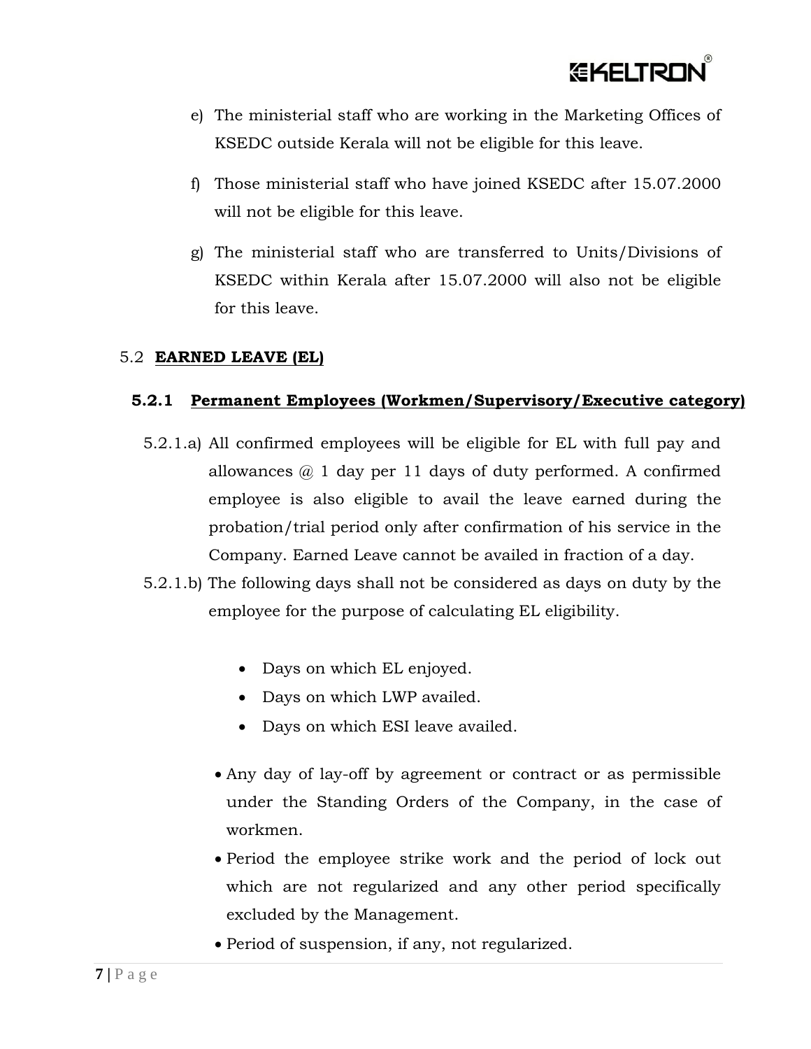e) The ministerial staff who are working in the Marketing Offices of KSEDC outside Kerala will not be eligible for this leave.

f) Those ministerial staff who have joined KSEDC after 15.07.2000 will not be eligible for this leave.

g) The ministerial staff who are transferred to Units/Divisions of KSEDC within Kerala after 15.07.2000 will also not be eligible for this leave.

## 5.2 **EARNED LEAVE (EL)**

### 5.2.1 **Permanent Employees (Workmen/Supervisory/Executive category)**

5.2.1.a) All confirmed employees will be eligible for EL with full pay and allowances @ 1 day per 11 days of duty performed. A confirmed employee is also eligible to avail the leave earned during the probation/trial period only after confirmation of his service in the Company. Earned Leave cannot be availed in fraction of a day.

5.2.1.b) The following days shall not be considered as days on duty by the employee for the purpose of calculating EL eligibility.

- Days on which EL enjoyed.
- Days on which LWP availed.
- Days on which ESI leave availed.
- Any day of lay-off by agreement or contract or as permissible under the Standing Orders of the Company, in the case of workmen.
- Period the employee strike work and the period of lock out which are not regularized and any other period specifically excluded by the Management.
- Period of suspension, if any, not regularized.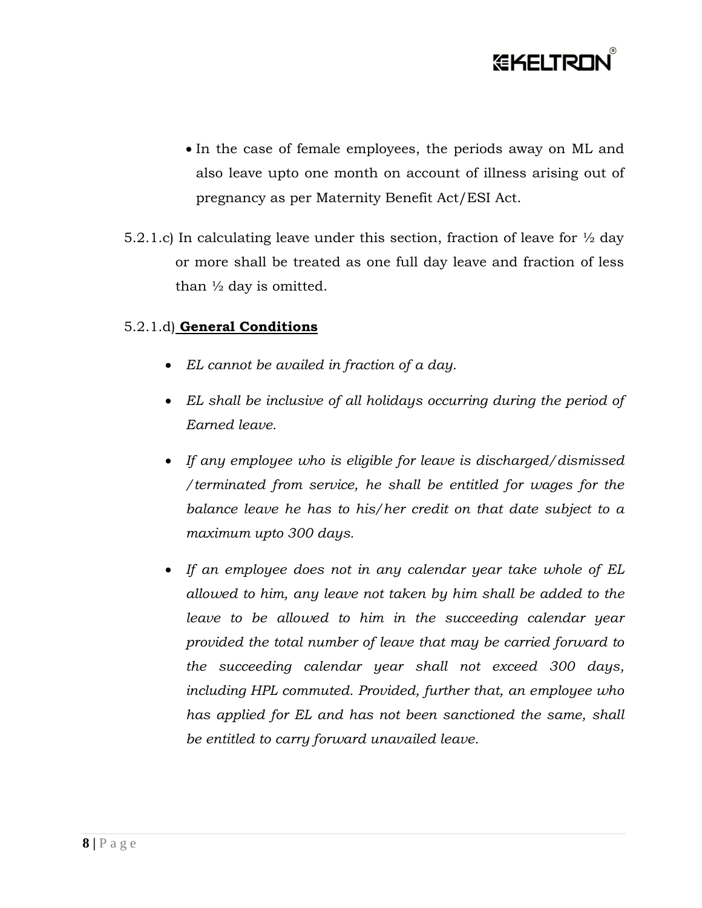- In the case of female employees, the periods away on ML and also leave upto one month on account of illness arising out of pregnancy as per Maternity Benefit Act/ESI Act.

5.2.1.c) In calculating leave under this section, fraction of leave for ½ day or more shall be treated as one full day leave and fraction of less than ½ day is omitted.

5.2.1.d) **General Conditions**

- *EL cannot be availed in fraction of a day.*
- *EL shall be inclusive of all holidays occurring during the period of Earned leave.*
- *If any employee who is eligible for leave is discharged/dismissed /terminated from service, he shall be entitled for wages for the balance leave he has to his/her credit on that date subject to a maximum upto 300 days.*
- *If an employee does not in any calendar year take whole of EL allowed to him, any leave not taken by him shall be added to the leave to be allowed to him in the succeeding calendar year provided the total number of leave that may be carried forward to the succeeding calendar year shall not exceed 300 days, including HPL commuted. Provided, further that, an employee who has applied for EL and has not been sanctioned the same, shall be entitled to carry forward unavailed leave.*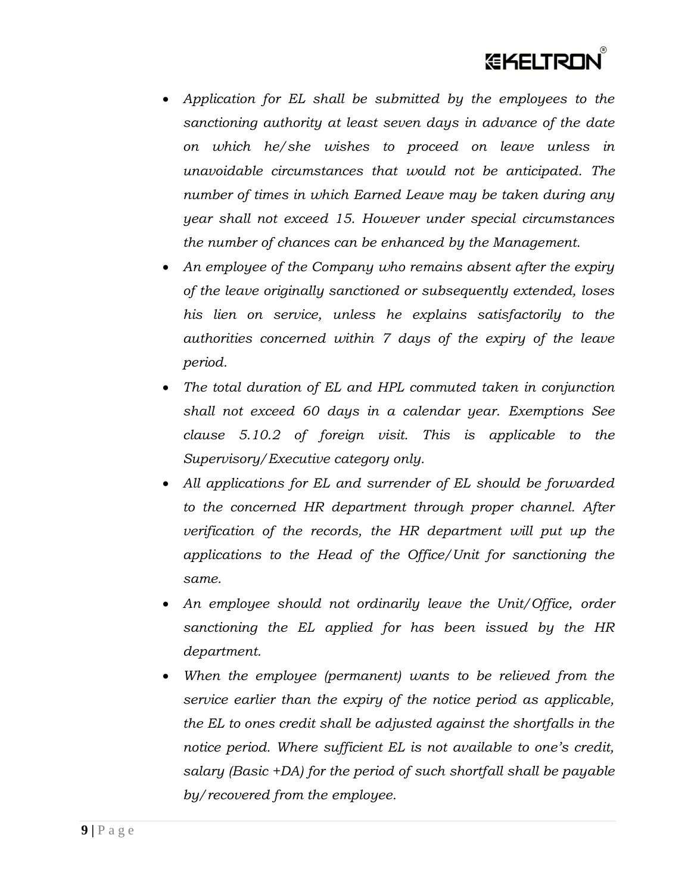- *Application for EL shall be submitted by the employees to the sanctioning authority at least seven days in advance of the date on which he/she wishes to proceed on leave unless in unavoidable circumstances that would not be anticipated. The number of times in which Earned Leave may be taken during any year shall not exceed 15. However under special circumstances the number of chances can be enhanced by the Management.*
- *An employee of the Company who remains absent after the expiry of the leave originally sanctioned or subsequently extended, loses his lien on service, unless he explains satisfactorily to the authorities concerned within 7 days of the expiry of the leave period.*
- *The total duration of EL and HPL commuted taken in conjunction shall not exceed 60 days in a calendar year. Exemptions See clause 5.10.2 of foreign visit. This is applicable to the Supervisory/Executive category only.*
- *All applications for EL and surrender of EL should be forwarded to the concerned HR department through proper channel. After verification of the records, the HR department will put up the applications to the Head of the Office/Unit for sanctioning the same.*
- *An employee should not ordinarily leave the Unit/Office, order sanctioning the EL applied for has been issued by the HR department.*
- *When the employee (permanent) wants to be relieved from the service earlier than the expiry of the notice period as applicable, the EL to ones credit shall be adjusted against the shortfalls in the notice period. Where sufficient EL is not available to one's credit, salary (Basic +DA) for the period of such shortfall shall be payable by/recovered from the employee.*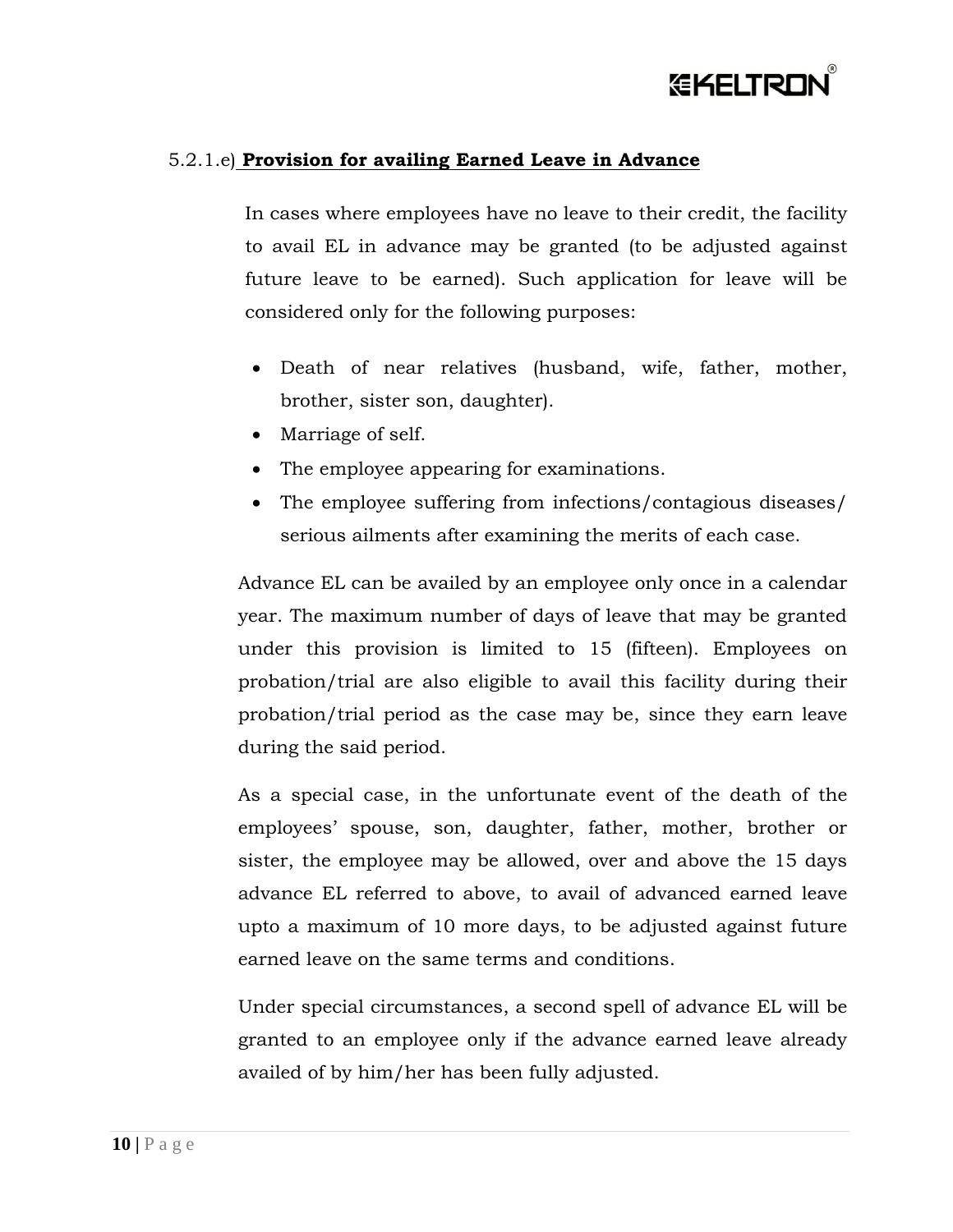5.2.1.e) **Provision for availing Earned Leave in Advance**

In cases where employees have no leave to their credit, the facility to avail EL in advance may be granted (to be adjusted against future leave to be earned). Such application for leave will be considered only for the following purposes:

- Death of near relatives (husband, wife, father, mother, brother, sister son, daughter).
- Marriage of self.
- The employee appearing for examinations.
- The employee suffering from infections/contagious diseases/ serious ailments after examining the merits of each case.

Advance EL can be availed by an employee only once in a calendar year. The maximum number of days of leave that may be granted under this provision is limited to 15 (fifteen). Employees on probation/trial are also eligible to avail this facility during their probation/trial period as the case may be, since they earn leave during the said period.

As a special case, in the unfortunate event of the death of the employees' spouse, son, daughter, father, mother, brother or sister, the employee may be allowed, over and above the 15 days advance EL referred to above, to avail of advanced earned leave upto a maximum of 10 more days, to be adjusted against future earned leave on the same terms and conditions.

Under special circumstances, a second spell of advance EL will be granted to an employee only if the advance earned leave already availed of by him/her has been fully adjusted.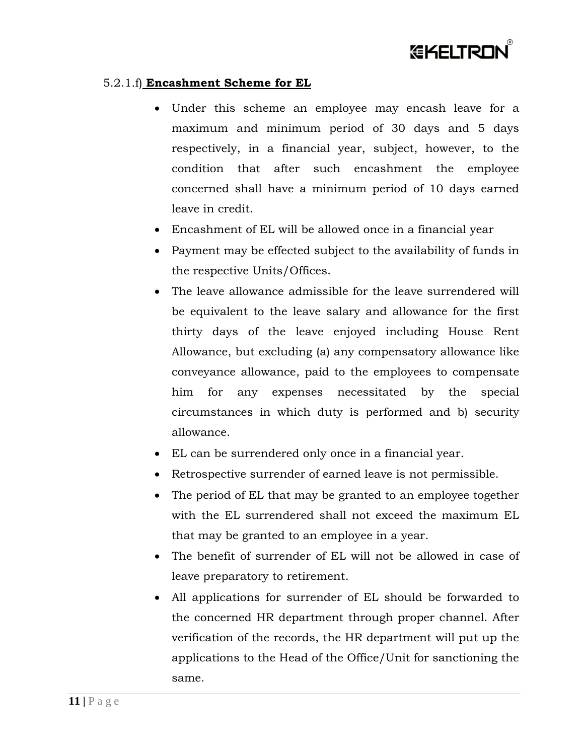5.2.1.f) **Encashment Scheme for EL**

- Under this scheme an employee may encash leave for a maximum and minimum period of 30 days and 5 days respectively, in a financial year, subject, however, to the condition that after such encashment the employee concerned shall have a minimum period of 10 days earned leave in credit.
- Encashment of EL will be allowed once in a financial year
- Payment may be effected subject to the availability of funds in the respective Units/Offices.
- The leave allowance admissible for the leave surrendered will be equivalent to the leave salary and allowance for the first thirty days of the leave enjoyed including House Rent Allowance, but excluding (a) any compensatory allowance like conveyance allowance, paid to the employees to compensate him for any expenses necessitated by the special circumstances in which duty is performed and b) security allowance.
- EL can be surrendered only once in a financial year.
- Retrospective surrender of earned leave is not permissible.
- The period of EL that may be granted to an employee together with the EL surrendered shall not exceed the maximum EL that may be granted to an employee in a year.
- The benefit of surrender of EL will not be allowed in case of leave preparatory to retirement.
- All applications for surrender of EL should be forwarded to the concerned HR department through proper channel. After verification of the records, the HR department will put up the applications to the Head of the Office/Unit for sanctioning the same.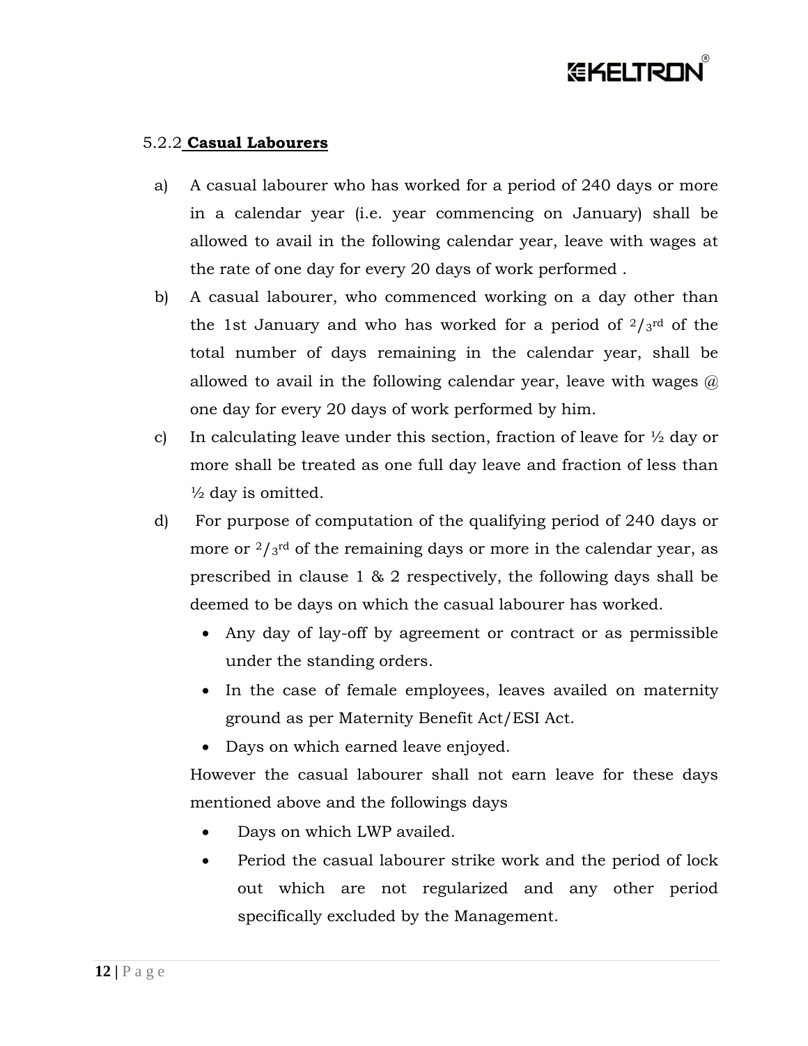### 5.2.2 **Casual Labourers**

a) A casual labourer who has worked for a period of 240 days or more in a calendar year (i.e. year commencing on January) shall be allowed to avail in the following calendar year, leave with wages at the rate of one day for every 20 days of work performed .

b) A casual labourer, who commenced working on a day other than the 1st January and who has worked for a period of $^{2}/_{3}$rd of the total number of days remaining in the calendar year, shall be allowed to avail in the following calendar year, leave with wages @ one day for every 20 days of work performed by him.

c) In calculating leave under this section, fraction of leave for ½ day or more shall be treated as one full day leave and fraction of less than ½ day is omitted.

d) For purpose of computation of the qualifying period of 240 days or more or $^{2}/_{3}$rd of the remaining days or more in the calendar year, as prescribed in clause 1 & 2 respectively, the following days shall be deemed to be days on which the casual labourer has worked.

- Any day of lay-off by agreement or contract or as permissible under the standing orders.
- In the case of female employees, leaves availed on maternity ground as per Maternity Benefit Act/ESI Act.
- Days on which earned leave enjoyed.

However the casual labourer shall not earn leave for these days mentioned above and the followings days

- Days on which LWP availed.
- Period the casual labourer strike work and the period of lock out which are not regularized and any other period specifically excluded by the Management.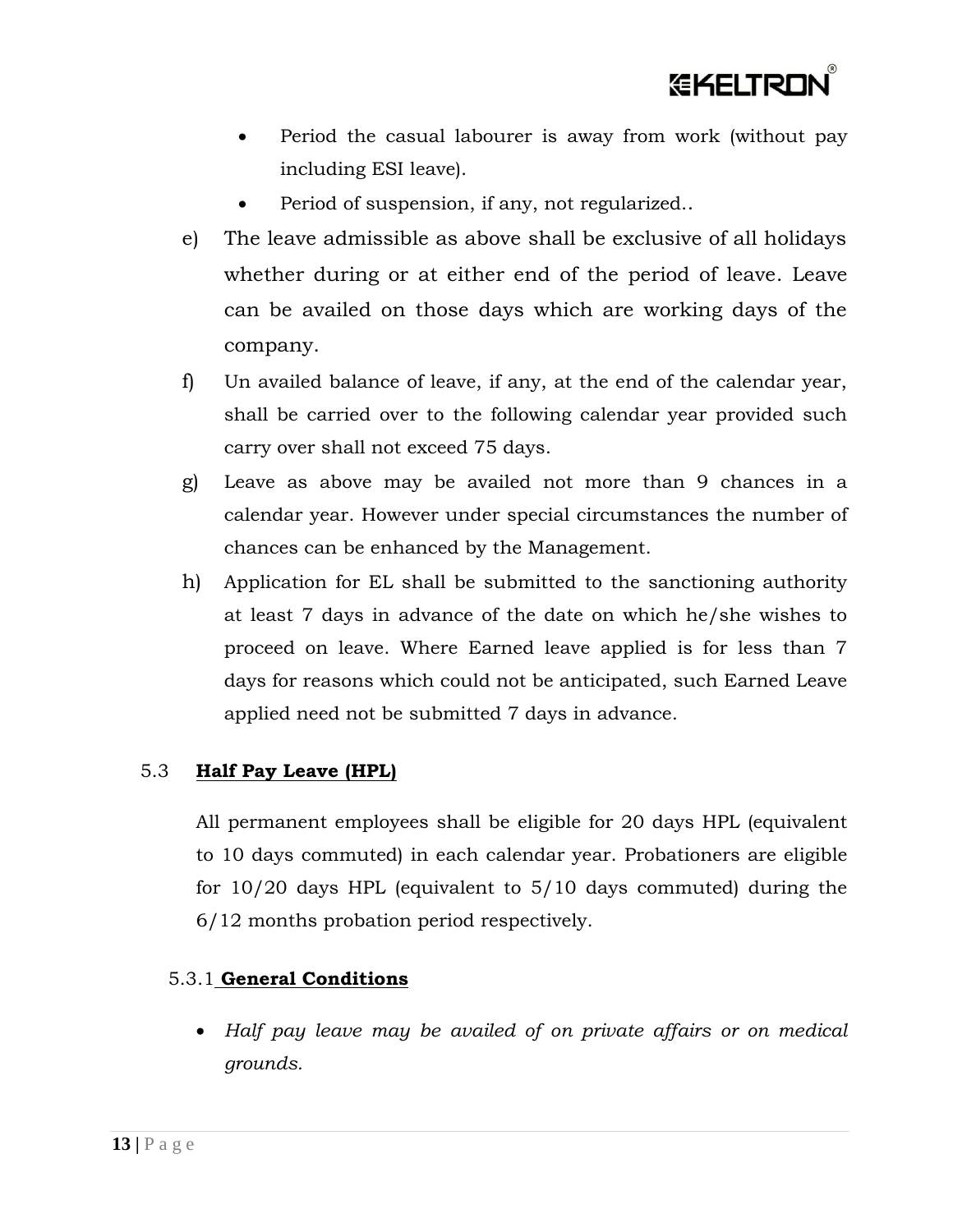- Period the casual labourer is away from work (without pay including ESI leave).
- Period of suspension, if any, not regularized..

e) The leave admissible as above shall be exclusive of all holidays whether during or at either end of the period of leave. Leave can be availed on those days which are working days of the company.

f) Un availed balance of leave, if any, at the end of the calendar year, shall be carried over to the following calendar year provided such carry over shall not exceed 75 days.

g) Leave as above may be availed not more than 9 chances in a calendar year. However under special circumstances the number of chances can be enhanced by the Management.

h) Application for EL shall be submitted to the sanctioning authority at least 7 days in advance of the date on which he/she wishes to proceed on leave. Where Earned leave applied is for less than 7 days for reasons which could not be anticipated, such Earned Leave applied need not be submitted 7 days in advance.

### 5.3 **Half Pay Leave (HPL)**

All permanent employees shall be eligible for 20 days HPL (equivalent to 10 days commuted) in each calendar year. Probationers are eligible for 10/20 days HPL (equivalent to 5/10 days commuted) during the 6/12 months probation period respectively.

#### 5.3.1 **General Conditions**

- *Half pay leave may be availed of on private affairs or on medical grounds.*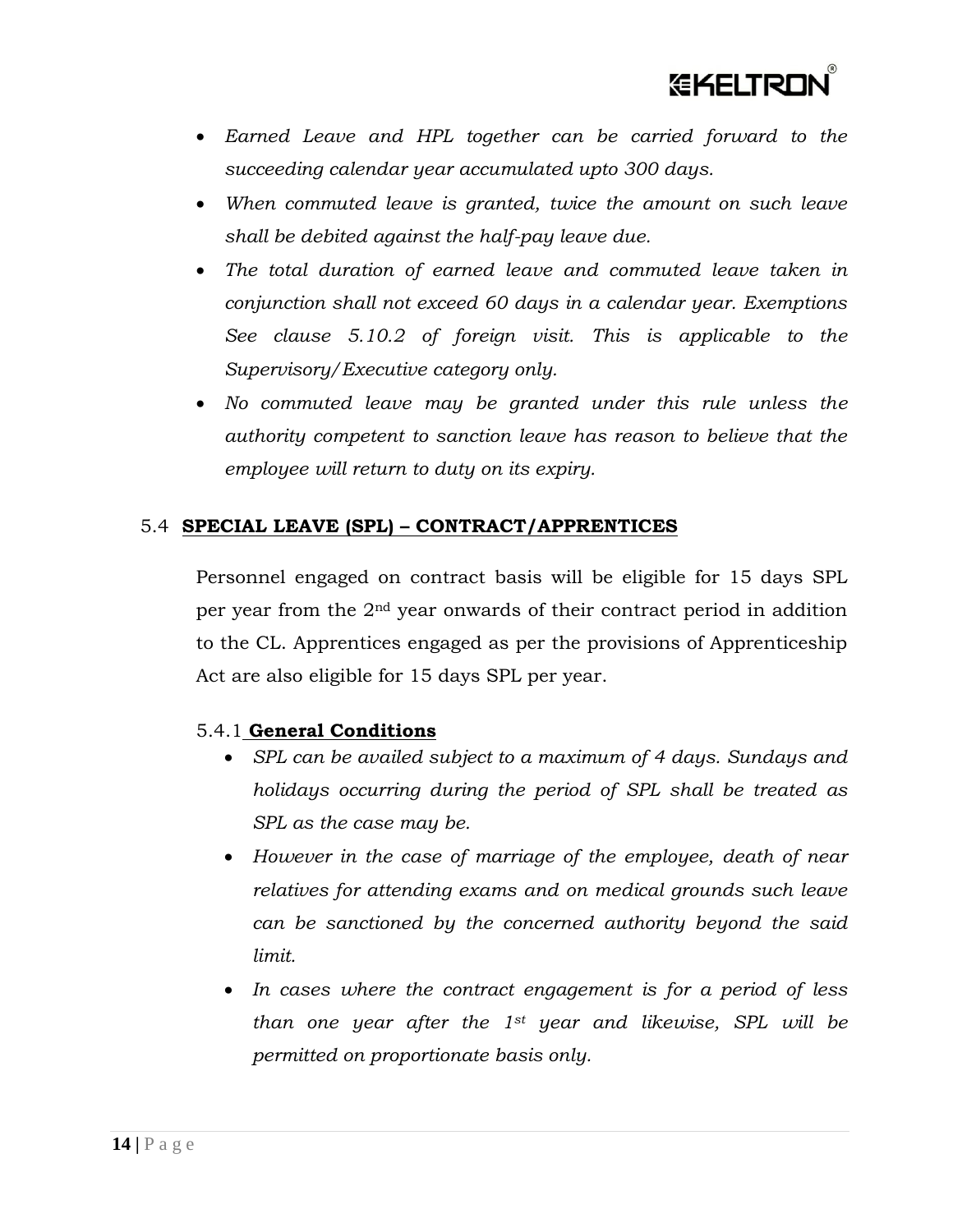- *Earned Leave and HPL together can be carried forward to the succeeding calendar year accumulated upto 300 days.*
- *When commuted leave is granted, twice the amount on such leave shall be debited against the half-pay leave due.*
- *The total duration of earned leave and commuted leave taken in conjunction shall not exceed 60 days in a calendar year. Exemptions See clause 5.10.2 of foreign visit. This is applicable to the Supervisory/Executive category only.*
- *No commuted leave may be granted under this rule unless the authority competent to sanction leave has reason to believe that the employee will return to duty on its expiry.*

## 5.4 **SPECIAL LEAVE (SPL) – CONTRACT/APPRENTICES**

Personnel engaged on contract basis will be eligible for 15 days SPL per year from the 2nd year onwards of their contract period in addition to the CL. Apprentices engaged as per the provisions of Apprenticeship Act are also eligible for 15 days SPL per year.

### 5.4.1 **General Conditions**

- *SPL can be availed subject to a maximum of 4 days. Sundays and holidays occurring during the period of SPL shall be treated as SPL as the case may be.*
- *However in the case of marriage of the employee, death of near relatives for attending exams and on medical grounds such leave can be sanctioned by the concerned authority beyond the said limit.*
- *In cases where the contract engagement is for a period of less than one year after the 1st year and likewise, SPL will be permitted on proportionate basis only.*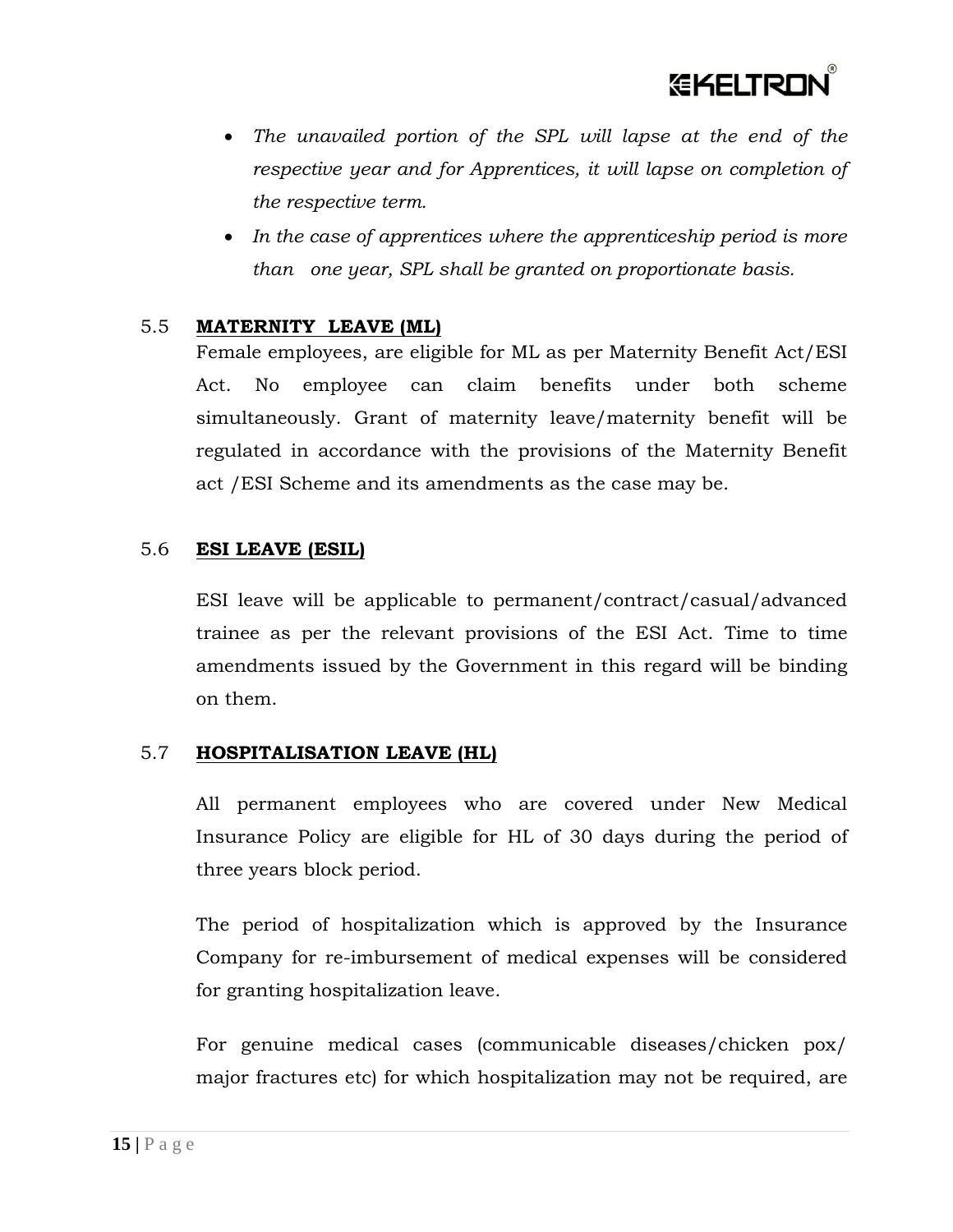- *The unavailed portion of the SPL will lapse at the end of the respective year and for Apprentices, it will lapse on completion of the respective term.*
- *In the case of apprentices where the apprenticeship period is more than one year, SPL shall be granted on proportionate basis.*

### 5.5 MATERNITY LEAVE (ML)

Female employees, are eligible for ML as per Maternity Benefit Act/ESI Act. No employee can claim benefits under both scheme simultaneously. Grant of maternity leave/maternity benefit will be regulated in accordance with the provisions of the Maternity Benefit act /ESI Scheme and its amendments as the case may be.

### 5.6 ESI LEAVE (ESIL)

ESI leave will be applicable to permanent/contract/casual/advanced trainee as per the relevant provisions of the ESI Act. Time to time amendments issued by the Government in this regard will be binding on them.

### 5.7 HOSPITALISATION LEAVE (HL)

All permanent employees who are covered under New Medical Insurance Policy are eligible for HL of 30 days during the period of three years block period.

The period of hospitalization which is approved by the Insurance Company for re-imbursement of medical expenses will be considered for granting hospitalization leave.

For genuine medical cases (communicable diseases/chicken pox/ major fractures etc) for which hospitalization may not be required, are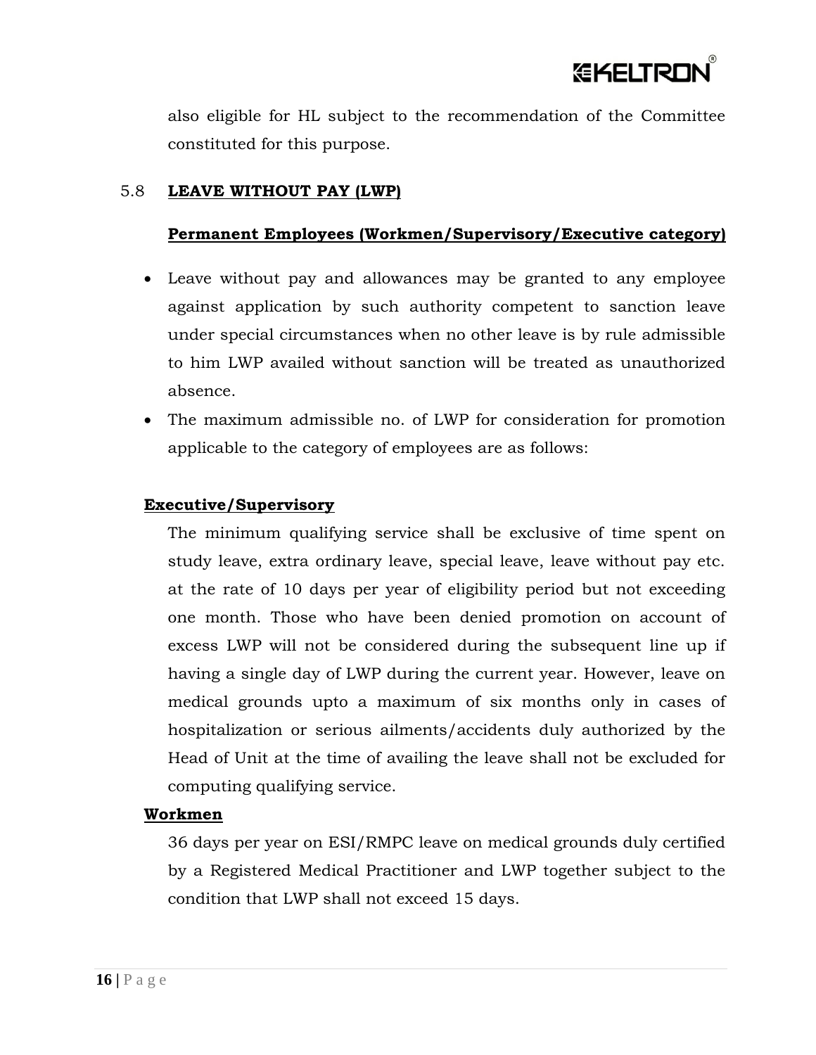also eligible for HL subject to the recommendation of the Committee constituted for this purpose.

## 5.8 LEAVE WITHOUT PAY (LWP)

**Permanent Employees (Workmen/Supervisory/Executive category)**

- Leave without pay and allowances may be granted to any employee against application by such authority competent to sanction leave under special circumstances when no other leave is by rule admissible to him LWP availed without sanction will be treated as unauthorized absence.
- The maximum admissible no. of LWP for consideration for promotion applicable to the category of employees are as follows:

**Executive/Supervisory**

The minimum qualifying service shall be exclusive of time spent on study leave, extra ordinary leave, special leave, leave without pay etc. at the rate of 10 days per year of eligibility period but not exceeding one month. Those who have been denied promotion on account of excess LWP will not be considered during the subsequent line up if having a single day of LWP during the current year. However, leave on medical grounds upto a maximum of six months only in cases of hospitalization or serious ailments/accidents duly authorized by the Head of Unit at the time of availing the leave shall not be excluded for computing qualifying service.

**Workmen**

36 days per year on ESI/RMPC leave on medical grounds duly certified by a Registered Medical Practitioner and LWP together subject to the condition that LWP shall not exceed 15 days.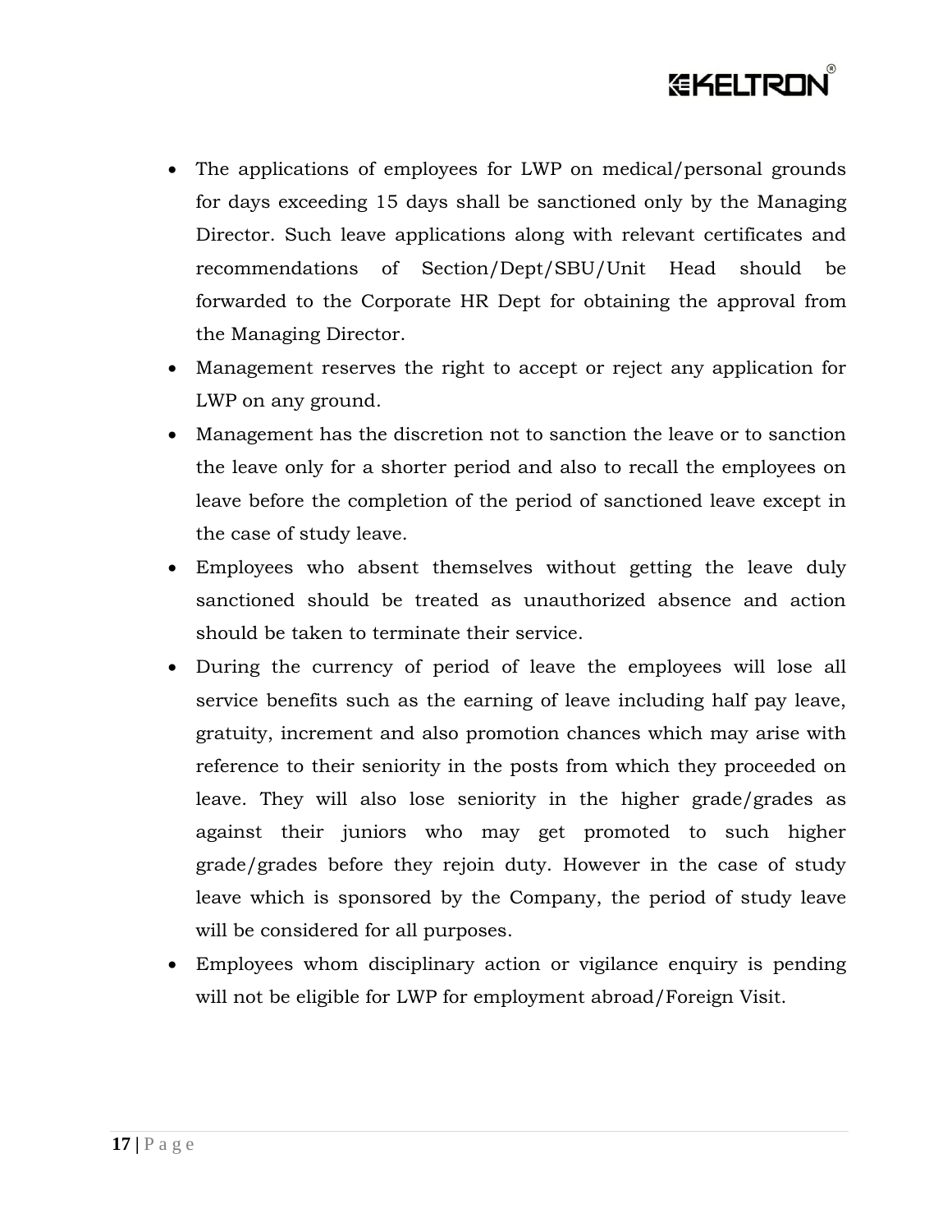- The applications of employees for LWP on medical/personal grounds for days exceeding 15 days shall be sanctioned only by the Managing Director. Such leave applications along with relevant certificates and recommendations of Section/Dept/SBU/Unit Head should be forwarded to the Corporate HR Dept for obtaining the approval from the Managing Director.
- Management reserves the right to accept or reject any application for LWP on any ground.
- Management has the discretion not to sanction the leave or to sanction the leave only for a shorter period and also to recall the employees on leave before the completion of the period of sanctioned leave except in the case of study leave.
- Employees who absent themselves without getting the leave duly sanctioned should be treated as unauthorized absence and action should be taken to terminate their service.
- During the currency of period of leave the employees will lose all service benefits such as the earning of leave including half pay leave, gratuity, increment and also promotion chances which may arise with reference to their seniority in the posts from which they proceeded on leave. They will also lose seniority in the higher grade/grades as against their juniors who may get promoted to such higher grade/grades before they rejoin duty. However in the case of study leave which is sponsored by the Company, the period of study leave will be considered for all purposes.
- Employees whom disciplinary action or vigilance enquiry is pending will not be eligible for LWP for employment abroad/Foreign Visit.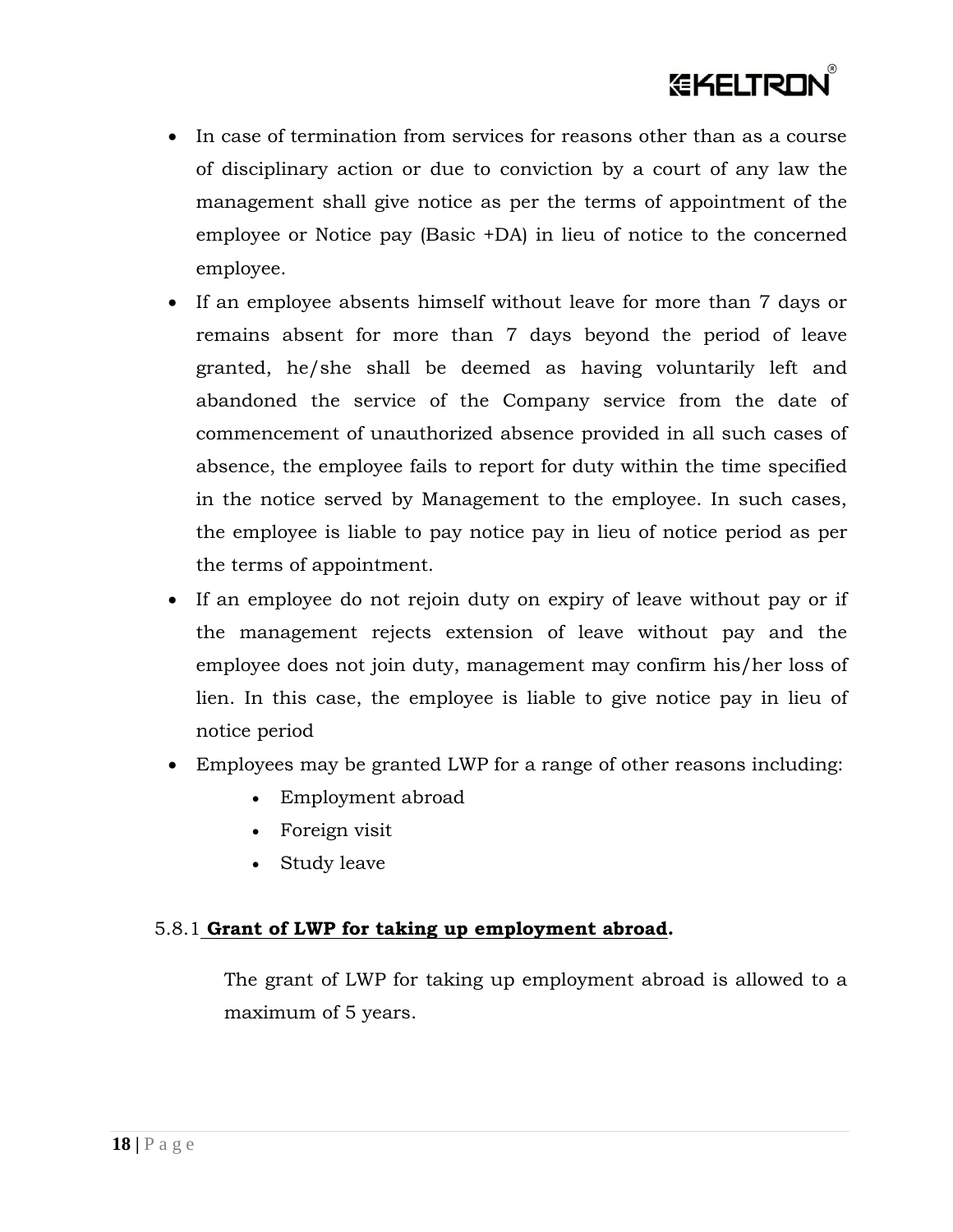- In case of termination from services for reasons other than as a course of disciplinary action or due to conviction by a court of any law the management shall give notice as per the terms of appointment of the employee or Notice pay (Basic +DA) in lieu of notice to the concerned employee.
- If an employee absents himself without leave for more than 7 days or remains absent for more than 7 days beyond the period of leave granted, he/she shall be deemed as having voluntarily left and abandoned the service of the Company service from the date of commencement of unauthorized absence provided in all such cases of absence, the employee fails to report for duty within the time specified in the notice served by Management to the employee. In such cases, the employee is liable to pay notice pay in lieu of notice period as per the terms of appointment.
- If an employee do not rejoin duty on expiry of leave without pay or if the management rejects extension of leave without pay and the employee does not join duty, management may confirm his/her loss of lien. In this case, the employee is liable to give notice pay in lieu of notice period
- Employees may be granted LWP for a range of other reasons including:
  - Employment abroad
  - Foreign visit
  - Study leave

5.8.1 **Grant of LWP for taking up employment abroad.**

The grant of LWP for taking up employment abroad is allowed to a maximum of 5 years.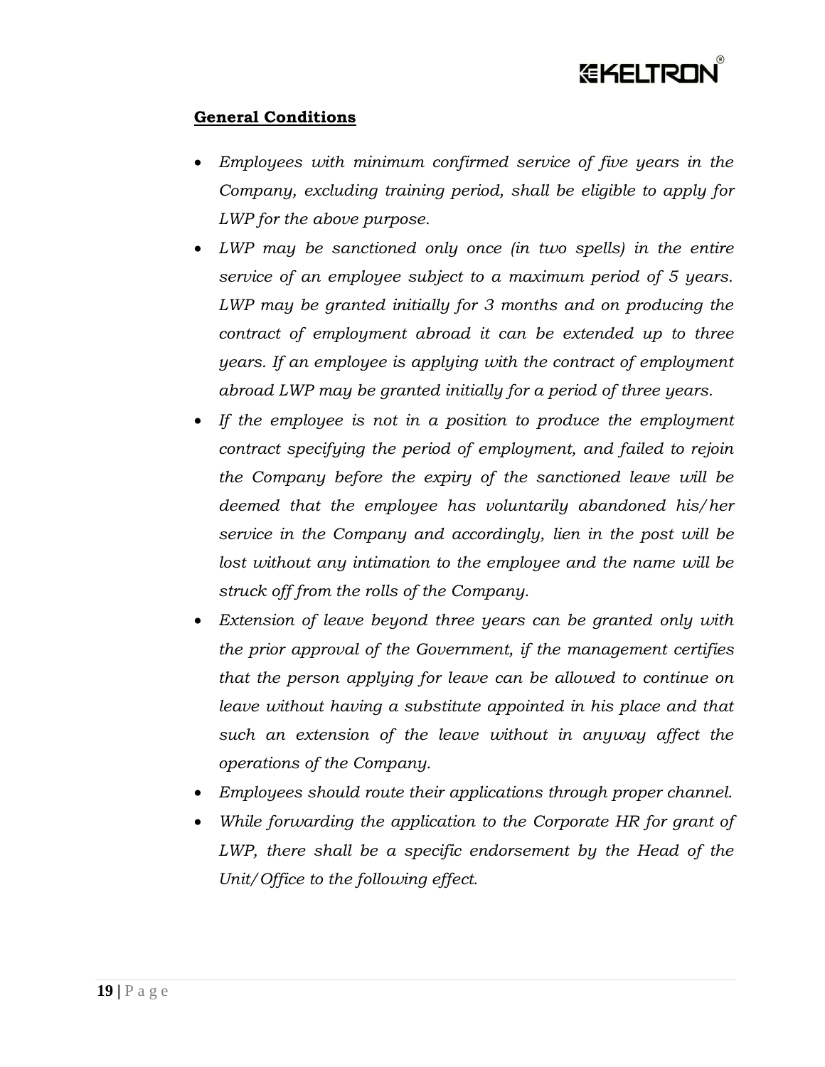**General Conditions**

- *Employees with minimum confirmed service of five years in the Company, excluding training period, shall be eligible to apply for LWP for the above purpose.*
- *LWP may be sanctioned only once (in two spells) in the entire service of an employee subject to a maximum period of 5 years. LWP may be granted initially for 3 months and on producing the contract of employment abroad it can be extended up to three years. If an employee is applying with the contract of employment abroad LWP may be granted initially for a period of three years.*
- *If the employee is not in a position to produce the employment contract specifying the period of employment, and failed to rejoin the Company before the expiry of the sanctioned leave will be deemed that the employee has voluntarily abandoned his/her service in the Company and accordingly, lien in the post will be lost without any intimation to the employee and the name will be struck off from the rolls of the Company.*
- *Extension of leave beyond three years can be granted only with the prior approval of the Government, if the management certifies that the person applying for leave can be allowed to continue on leave without having a substitute appointed in his place and that such an extension of the leave without in anyway affect the operations of the Company.*
- *Employees should route their applications through proper channel.*
- *While forwarding the application to the Corporate HR for grant of LWP, there shall be a specific endorsement by the Head of the Unit/Office to the following effect.*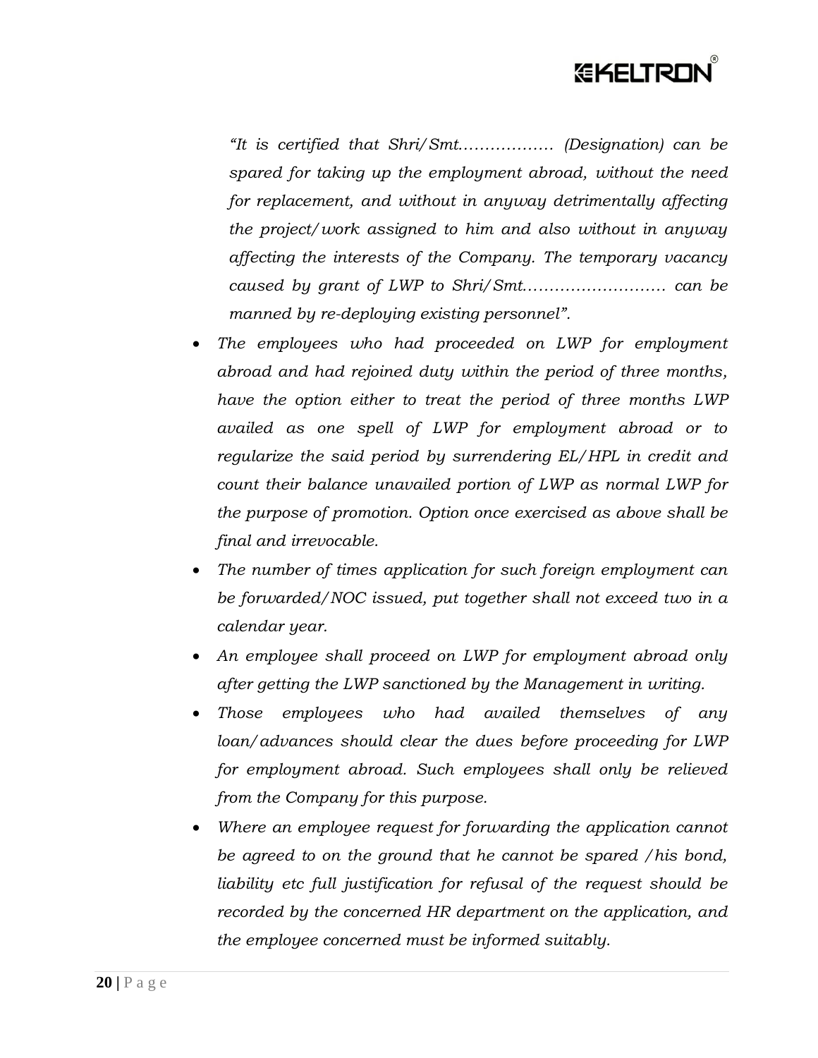*"It is certified that Shri/Smt……………… (Designation) can be spared for taking up the employment abroad, without the need for replacement, and without in anyway detrimentally affecting the project/work assigned to him and also without in anyway affecting the interests of the Company. The temporary vacancy caused by grant of LWP to Shri/Smt……………………… can be manned by re-deploying existing personnel".*

- *The employees who had proceeded on LWP for employment abroad and had rejoined duty within the period of three months, have the option either to treat the period of three months LWP availed as one spell of LWP for employment abroad or to regularize the said period by surrendering EL/HPL in credit and count their balance unavailed portion of LWP as normal LWP for the purpose of promotion. Option once exercised as above shall be final and irrevocable.*
- *The number of times application for such foreign employment can be forwarded/NOC issued, put together shall not exceed two in a calendar year.*
- *An employee shall proceed on LWP for employment abroad only after getting the LWP sanctioned by the Management in writing.*
- *Those employees who had availed themselves of any loan/advances should clear the dues before proceeding for LWP for employment abroad. Such employees shall only be relieved from the Company for this purpose.*
- *Where an employee request for forwarding the application cannot be agreed to on the ground that he cannot be spared /his bond, liability etc full justification for refusal of the request should be recorded by the concerned HR department on the application, and the employee concerned must be informed suitably.*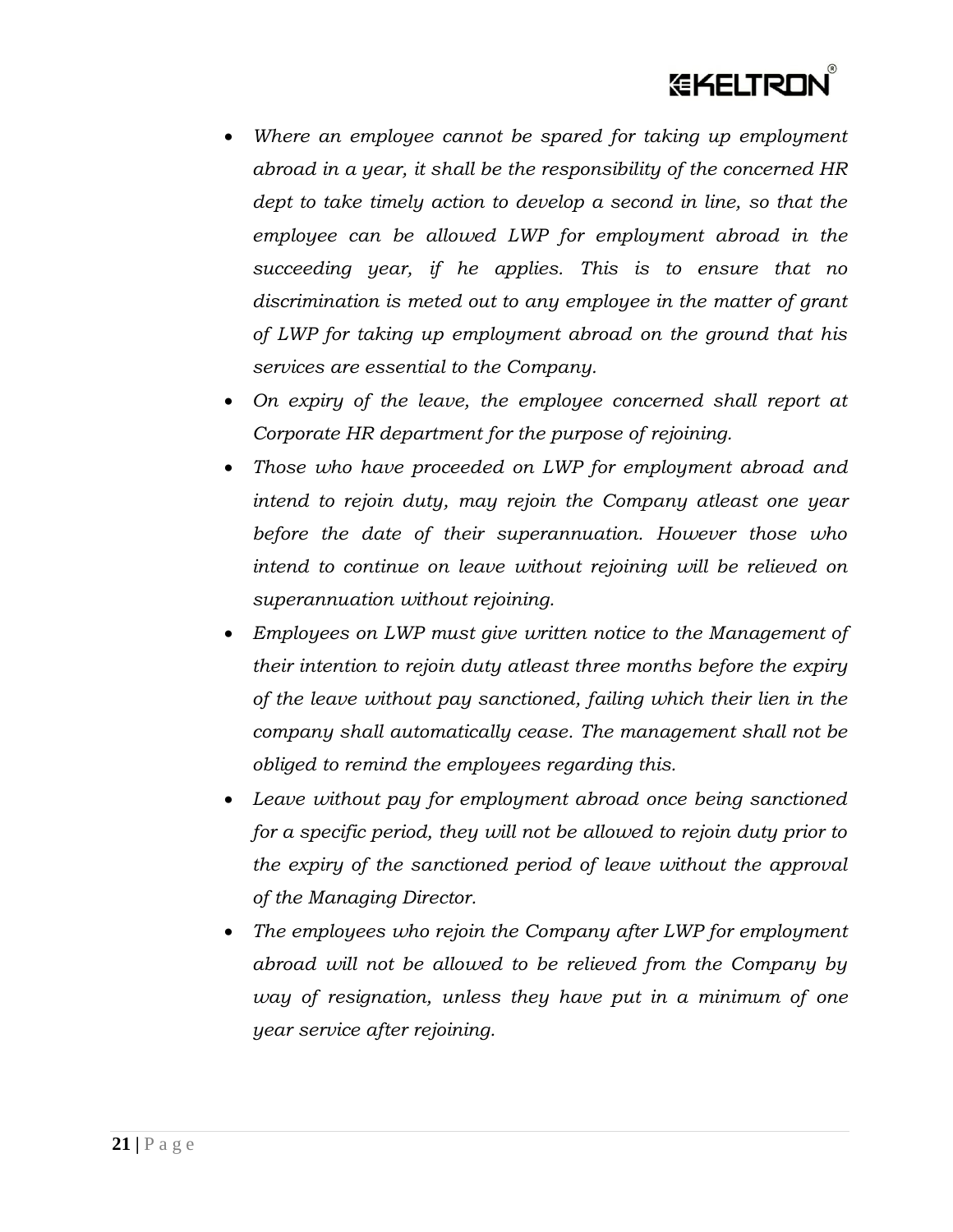- *Where an employee cannot be spared for taking up employment abroad in a year, it shall be the responsibility of the concerned HR dept to take timely action to develop a second in line, so that the employee can be allowed LWP for employment abroad in the succeeding year, if he applies. This is to ensure that no discrimination is meted out to any employee in the matter of grant of LWP for taking up employment abroad on the ground that his services are essential to the Company.*
- *On expiry of the leave, the employee concerned shall report at Corporate HR department for the purpose of rejoining.*
- *Those who have proceeded on LWP for employment abroad and intend to rejoin duty, may rejoin the Company atleast one year before the date of their superannuation. However those who intend to continue on leave without rejoining will be relieved on superannuation without rejoining.*
- *Employees on LWP must give written notice to the Management of their intention to rejoin duty atleast three months before the expiry of the leave without pay sanctioned, failing which their lien in the company shall automatically cease. The management shall not be obliged to remind the employees regarding this.*
- *Leave without pay for employment abroad once being sanctioned for a specific period, they will not be allowed to rejoin duty prior to the expiry of the sanctioned period of leave without the approval of the Managing Director.*
- *The employees who rejoin the Company after LWP for employment abroad will not be allowed to be relieved from the Company by way of resignation, unless they have put in a minimum of one year service after rejoining.*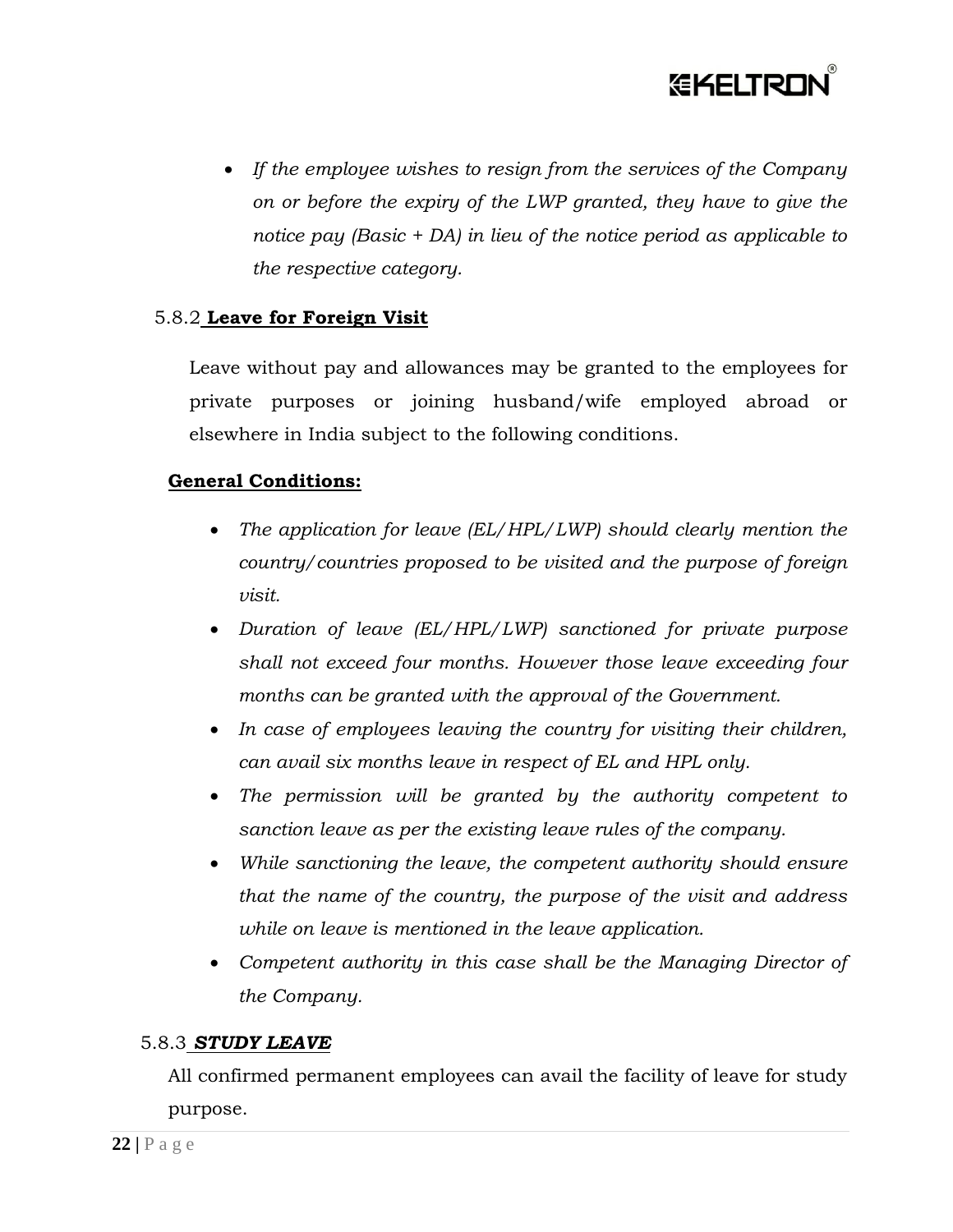- *If the employee wishes to resign from the services of the Company on or before the expiry of the LWP granted, they have to give the notice pay (Basic + DA) in lieu of the notice period as applicable to the respective category.*

### 5.8.2 **Leave for Foreign Visit**

Leave without pay and allowances may be granted to the employees for private purposes or joining husband/wife employed abroad or elsewhere in India subject to the following conditions.

**General Conditions:**

- *The application for leave (EL/HPL/LWP) should clearly mention the country/countries proposed to be visited and the purpose of foreign visit.*
- *Duration of leave (EL/HPL/LWP) sanctioned for private purpose shall not exceed four months. However those leave exceeding four months can be granted with the approval of the Government.*
- *In case of employees leaving the country for visiting their children, can avail six months leave in respect of EL and HPL only.*
- *The permission will be granted by the authority competent to sanction leave as per the existing leave rules of the company.*
- *While sanctioning the leave, the competent authority should ensure that the name of the country, the purpose of the visit and address while on leave is mentioned in the leave application.*
- *Competent authority in this case shall be the Managing Director of the Company.*

### 5.8.3 ***STUDY LEAVE***

All confirmed permanent employees can avail the facility of leave for study purpose.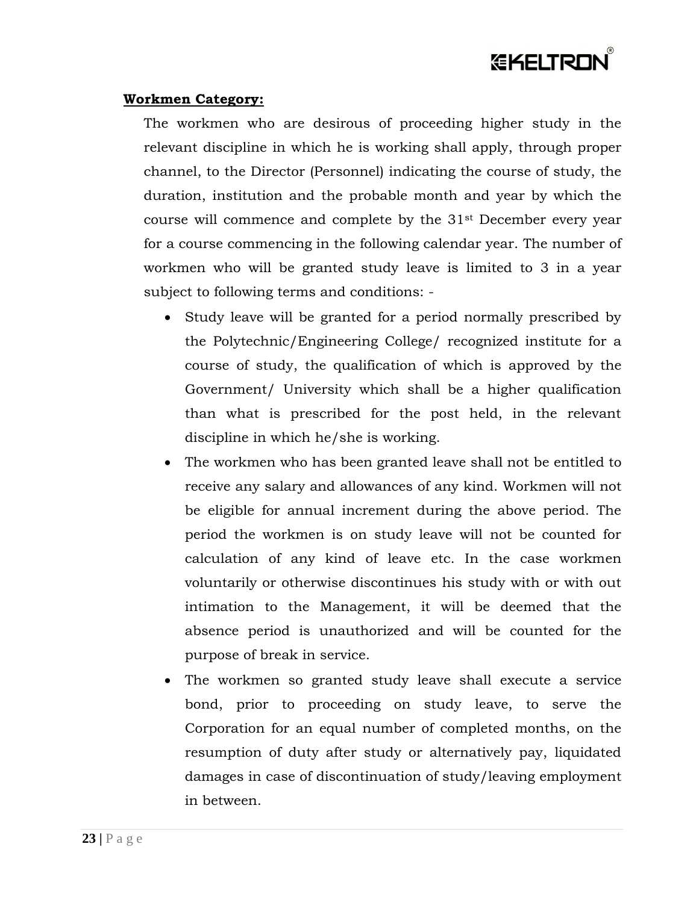**Workmen Category:**

The workmen who are desirous of proceeding higher study in the relevant discipline in which he is working shall apply, through proper channel, to the Director (Personnel) indicating the course of study, the duration, institution and the probable month and year by which the course will commence and complete by the 31st December every year for a course commencing in the following calendar year. The number of workmen who will be granted study leave is limited to 3 in a year subject to following terms and conditions: -

- Study leave will be granted for a period normally prescribed by the Polytechnic/Engineering College/ recognized institute for a course of study, the qualification of which is approved by the Government/ University which shall be a higher qualification than what is prescribed for the post held, in the relevant discipline in which he/she is working.
- The workmen who has been granted leave shall not be entitled to receive any salary and allowances of any kind. Workmen will not be eligible for annual increment during the above period. The period the workmen is on study leave will not be counted for calculation of any kind of leave etc. In the case workmen voluntarily or otherwise discontinues his study with or with out intimation to the Management, it will be deemed that the absence period is unauthorized and will be counted for the purpose of break in service.
- The workmen so granted study leave shall execute a service bond, prior to proceeding on study leave, to serve the Corporation for an equal number of completed months, on the resumption of duty after study or alternatively pay, liquidated damages in case of discontinuation of study/leaving employment in between.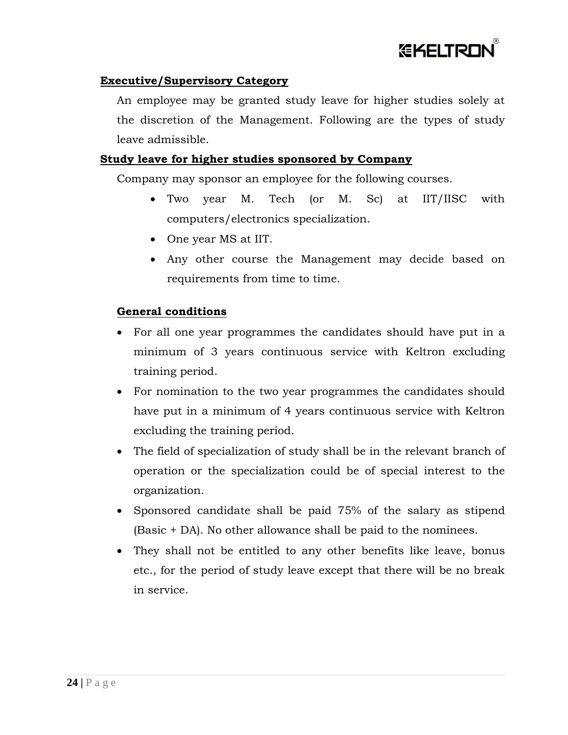**Executive/Supervisory Category**

An employee may be granted study leave for higher studies solely at the discretion of the Management. Following are the types of study leave admissible.

**Study leave for higher studies sponsored by Company**

Company may sponsor an employee for the following courses.

- Two year M. Tech (or M. Sc) at IIT/IISC with computers/electronics specialization.
- One year MS at IIT.
- Any other course the Management may decide based on requirements from time to time.

**General conditions**

- For all one year programmes the candidates should have put in a minimum of 3 years continuous service with Keltron excluding training period.
- For nomination to the two year programmes the candidates should have put in a minimum of 4 years continuous service with Keltron excluding the training period.
- The field of specialization of study shall be in the relevant branch of operation or the specialization could be of special interest to the organization.
- Sponsored candidate shall be paid 75% of the salary as stipend (Basic + DA). No other allowance shall be paid to the nominees.
- They shall not be entitled to any other benefits like leave, bonus etc., for the period of study leave except that there will be no break in service.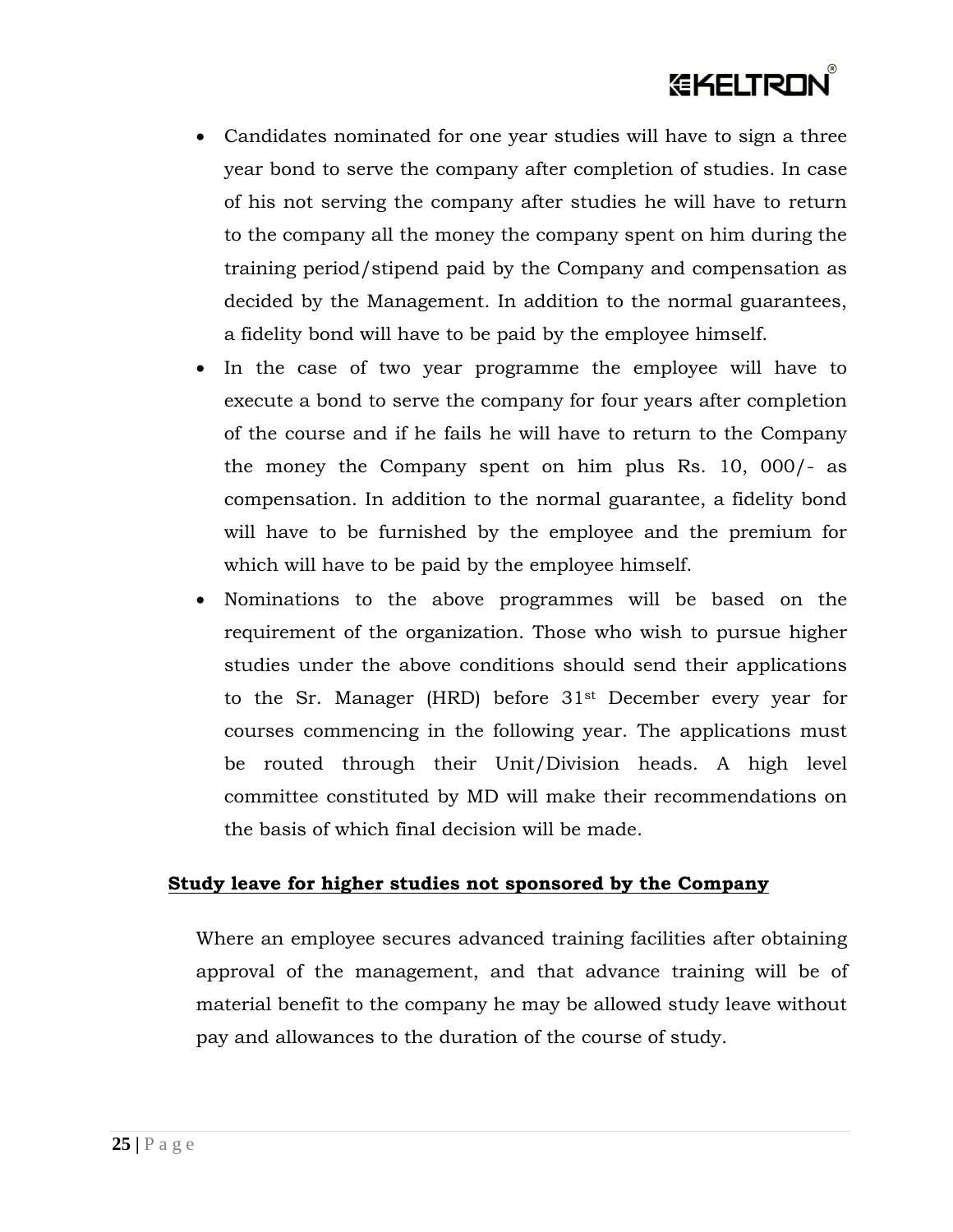- Candidates nominated for one year studies will have to sign a three year bond to serve the company after completion of studies. In case of his not serving the company after studies he will have to return to the company all the money the company spent on him during the training period/stipend paid by the Company and compensation as decided by the Management. In addition to the normal guarantees, a fidelity bond will have to be paid by the employee himself.
- In the case of two year programme the employee will have to execute a bond to serve the company for four years after completion of the course and if he fails he will have to return to the Company the money the Company spent on him plus Rs. 10, 000/- as compensation. In addition to the normal guarantee, a fidelity bond will have to be furnished by the employee and the premium for which will have to be paid by the employee himself.
- Nominations to the above programmes will be based on the requirement of the organization. Those who wish to pursue higher studies under the above conditions should send their applications to the Sr. Manager (HRD) before 31st December every year for courses commencing in the following year. The applications must be routed through their Unit/Division heads. A high level committee constituted by MD will make their recommendations on the basis of which final decision will be made.

**Study leave for higher studies not sponsored by the Company**

Where an employee secures advanced training facilities after obtaining approval of the management, and that advance training will be of material benefit to the company he may be allowed study leave without pay and allowances to the duration of the course of study.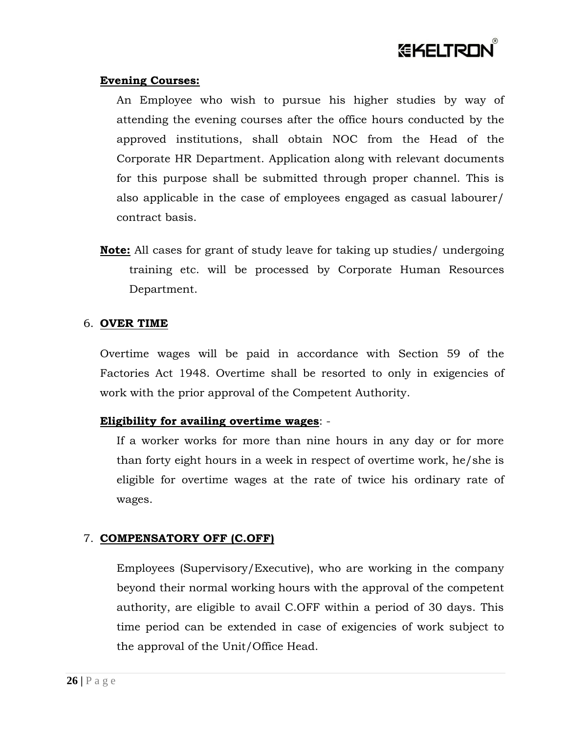**Evening Courses:**

An Employee who wish to pursue his higher studies by way of attending the evening courses after the office hours conducted by the approved institutions, shall obtain NOC from the Head of the Corporate HR Department. Application along with relevant documents for this purpose shall be submitted through proper channel. This is also applicable in the case of employees engaged as casual labourer/ contract basis.

**Note:** All cases for grant of study leave for taking up studies/ undergoing training etc. will be processed by Corporate Human Resources Department.

## 6. OVER TIME

Overtime wages will be paid in accordance with Section 59 of the Factories Act 1948. Overtime shall be resorted to only in exigencies of work with the prior approval of the Competent Authority.

**Eligibility for availing overtime wages**: -

If a worker works for more than nine hours in any day or for more than forty eight hours in a week in respect of overtime work, he/she is eligible for overtime wages at the rate of twice his ordinary rate of wages.

## 7. COMPENSATORY OFF (C.OFF)

Employees (Supervisory/Executive), who are working in the company beyond their normal working hours with the approval of the competent authority, are eligible to avail C.OFF within a period of 30 days. This time period can be extended in case of exigencies of work subject to the approval of the Unit/Office Head.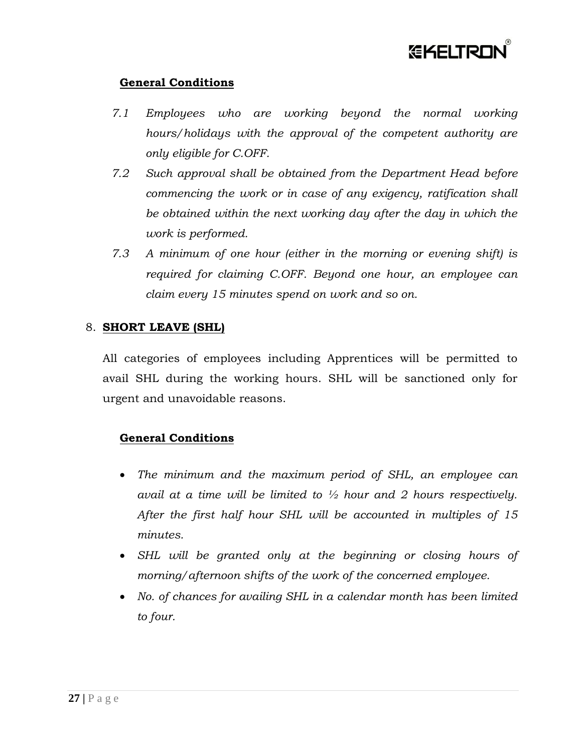**General Conditions**

*7.1 Employees who are working beyond the normal working hours/holidays with the approval of the competent authority are only eligible for C.OFF.*

*7.2 Such approval shall be obtained from the Department Head before commencing the work or in case of any exigency, ratification shall be obtained within the next working day after the day in which the work is performed.*

*7.3 A minimum of one hour (either in the morning or evening shift) is required for claiming C.OFF. Beyond one hour, an employee can claim every 15 minutes spend on work and so on.*

## 8. SHORT LEAVE (SHL)

All categories of employees including Apprentices will be permitted to avail SHL during the working hours. SHL will be sanctioned only for urgent and unavoidable reasons.

**General Conditions**

- *The minimum and the maximum period of SHL, an employee can avail at a time will be limited to ½ hour and 2 hours respectively. After the first half hour SHL will be accounted in multiples of 15 minutes.*
- *SHL will be granted only at the beginning or closing hours of morning/afternoon shifts of the work of the concerned employee.*
- *No. of chances for availing SHL in a calendar month has been limited to four.*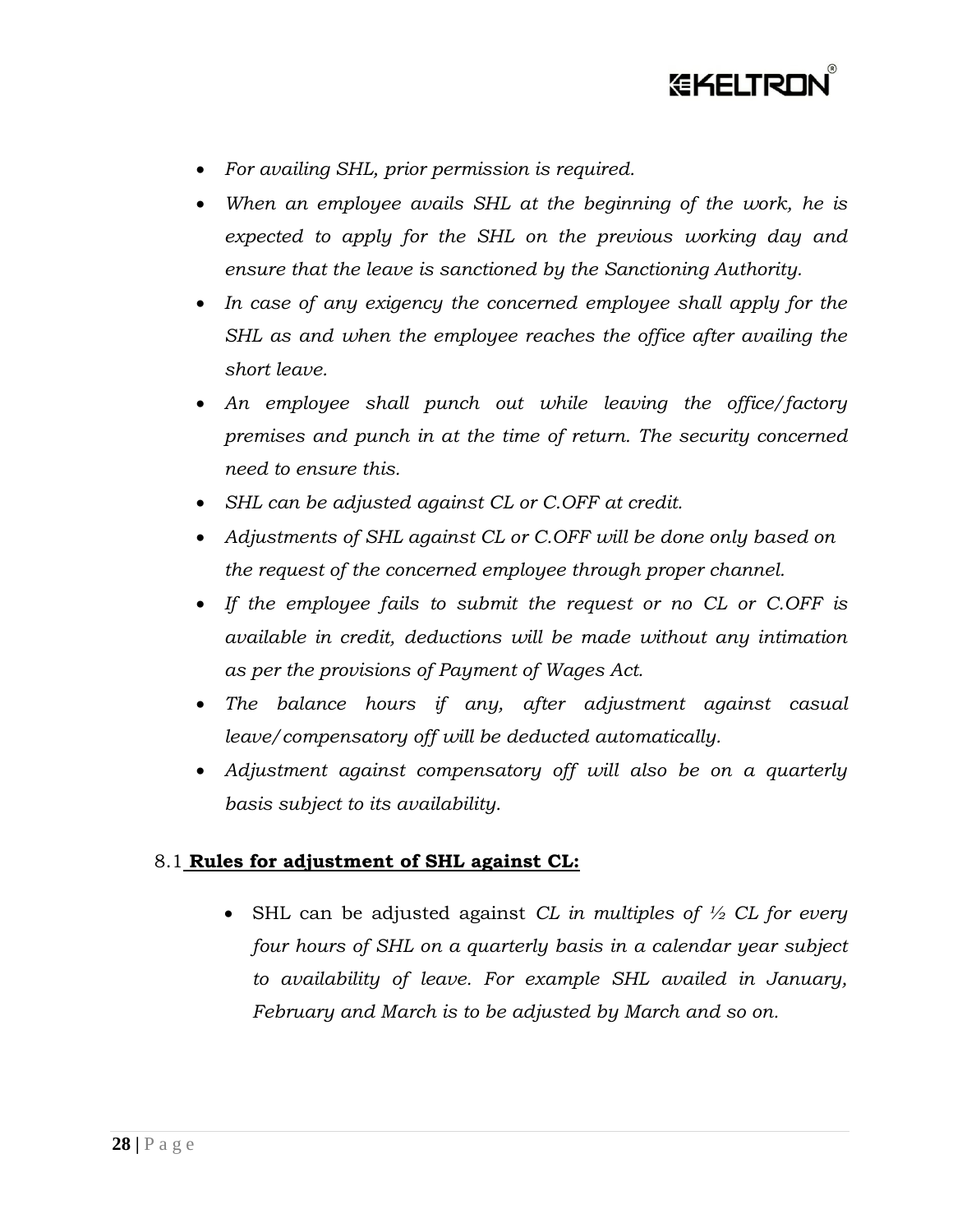- *For availing SHL, prior permission is required.*
- *When an employee avails SHL at the beginning of the work, he is expected to apply for the SHL on the previous working day and ensure that the leave is sanctioned by the Sanctioning Authority.*
- *In case of any exigency the concerned employee shall apply for the SHL as and when the employee reaches the office after availing the short leave.*
- *An employee shall punch out while leaving the office/factory premises and punch in at the time of return. The security concerned need to ensure this.*
- *SHL can be adjusted against CL or C.OFF at credit.*
- *Adjustments of SHL against CL or C.OFF will be done only based on the request of the concerned employee through proper channel.*
- *If the employee fails to submit the request or no CL or C.OFF is available in credit, deductions will be made without any intimation as per the provisions of Payment of Wages Act.*
- *The balance hours if any, after adjustment against casual leave/compensatory off will be deducted automatically.*
- *Adjustment against compensatory off will also be on a quarterly basis subject to its availability.*

### 8.1 **Rules for adjustment of SHL against CL:**

- SHL can be adjusted against *CL in multiples of ½ CL for every four hours of SHL on a quarterly basis in a calendar year subject to availability of leave. For example SHL availed in January, February and March is to be adjusted by March and so on.*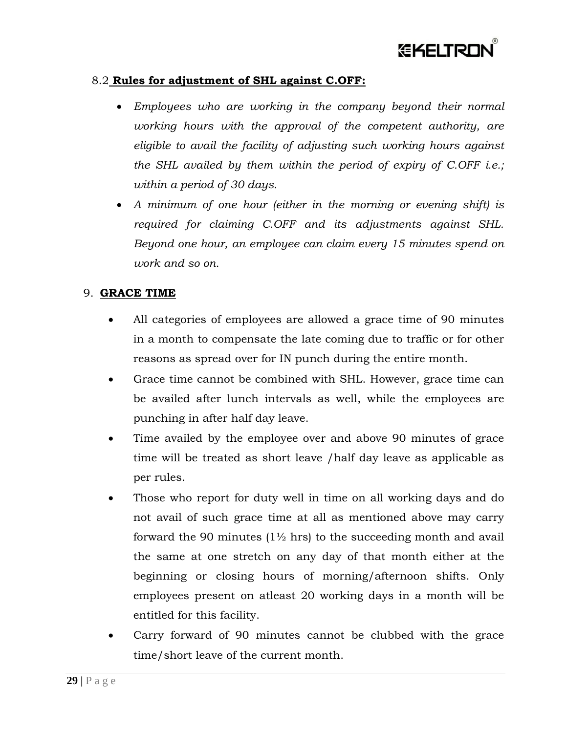### 8.2 **Rules for adjustment of SHL against C.OFF:**

- *Employees who are working in the company beyond their normal working hours with the approval of the competent authority, are eligible to avail the facility of adjusting such working hours against the SHL availed by them within the period of expiry of C.OFF i.e.; within a period of 30 days.*
- *A minimum of one hour (either in the morning or evening shift) is required for claiming C.OFF and its adjustments against SHL. Beyond one hour, an employee can claim every 15 minutes spend on work and so on.*

## 9. **GRACE TIME**

- All categories of employees are allowed a grace time of 90 minutes in a month to compensate the late coming due to traffic or for other reasons as spread over for IN punch during the entire month.
- Grace time cannot be combined with SHL. However, grace time can be availed after lunch intervals as well, while the employees are punching in after half day leave.
- Time availed by the employee over and above 90 minutes of grace time will be treated as short leave /half day leave as applicable as per rules.
- Those who report for duty well in time on all working days and do not avail of such grace time at all as mentioned above may carry forward the 90 minutes (1½ hrs) to the succeeding month and avail the same at one stretch on any day of that month either at the beginning or closing hours of morning/afternoon shifts. Only employees present on atleast 20 working days in a month will be entitled for this facility.
- Carry forward of 90 minutes cannot be clubbed with the grace time/short leave of the current month.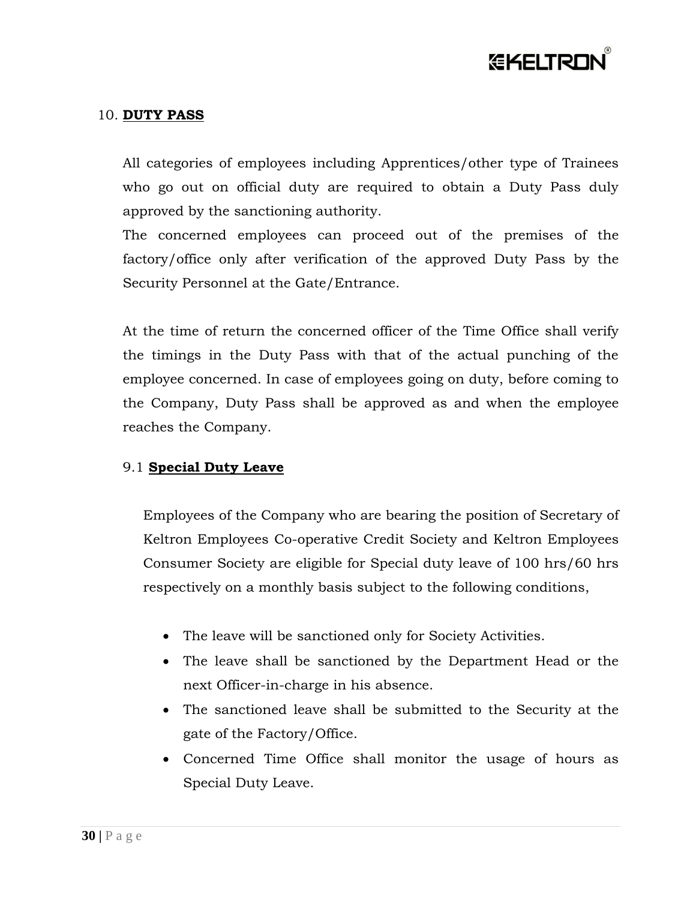## 10. **DUTY PASS**

All categories of employees including Apprentices/other type of Trainees who go out on official duty are required to obtain a Duty Pass duly approved by the sanctioning authority.
The concerned employees can proceed out of the premises of the factory/office only after verification of the approved Duty Pass by the Security Personnel at the Gate/Entrance.

At the time of return the concerned officer of the Time Office shall verify the timings in the Duty Pass with that of the actual punching of the employee concerned. In case of employees going on duty, before coming to the Company, Duty Pass shall be approved as and when the employee reaches the Company.

### 9.1 **Special Duty Leave**

Employees of the Company who are bearing the position of Secretary of Keltron Employees Co-operative Credit Society and Keltron Employees Consumer Society are eligible for Special duty leave of 100 hrs/60 hrs respectively on a monthly basis subject to the following conditions,

- The leave will be sanctioned only for Society Activities.
- The leave shall be sanctioned by the Department Head or the next Officer-in-charge in his absence.
- The sanctioned leave shall be submitted to the Security at the gate of the Factory/Office.
- Concerned Time Office shall monitor the usage of hours as Special Duty Leave.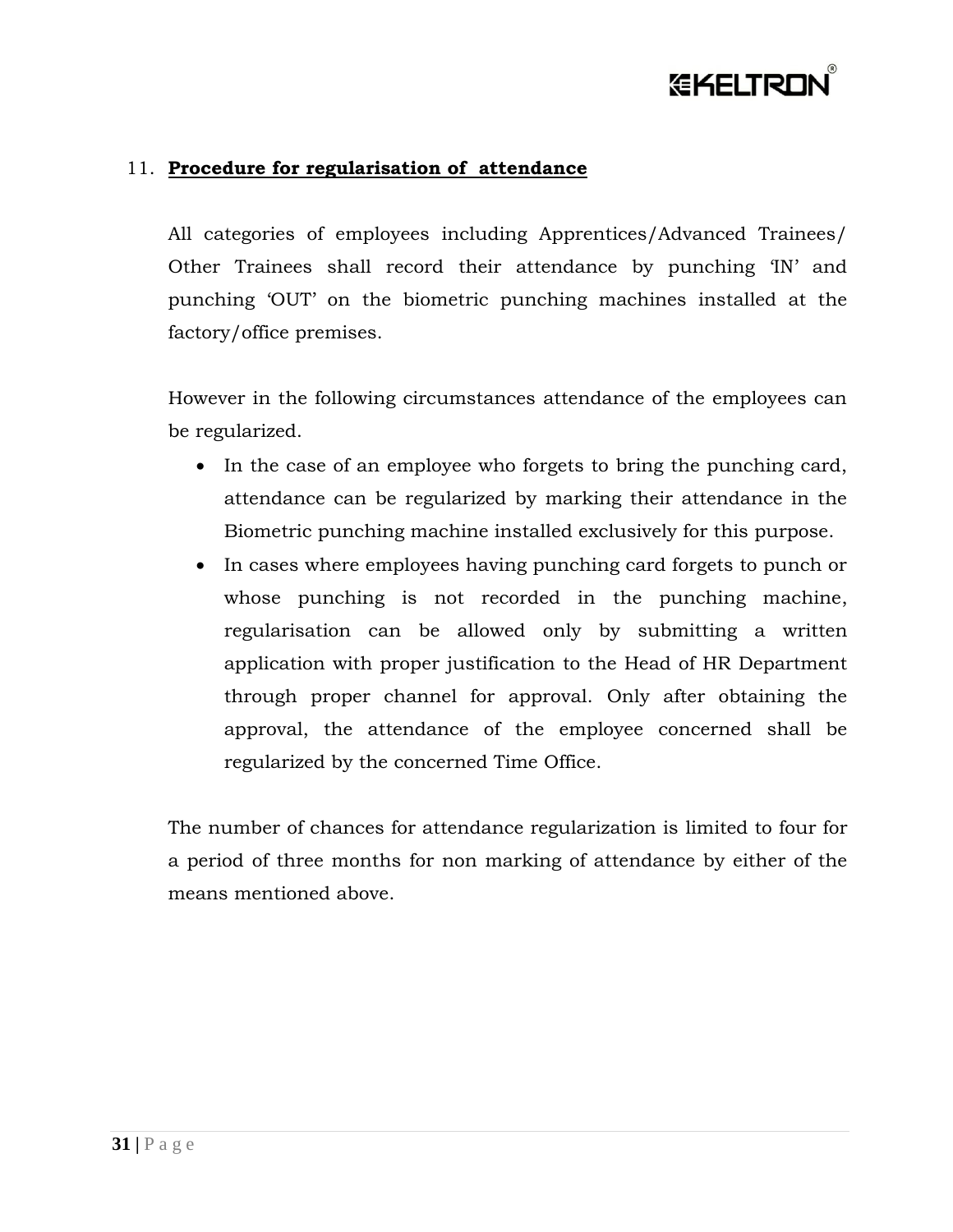## 11. **Procedure for regularisation of attendance**

All categories of employees including Apprentices/Advanced Trainees/ Other Trainees shall record their attendance by punching 'IN' and punching 'OUT' on the biometric punching machines installed at the factory/office premises.

However in the following circumstances attendance of the employees can be regularized.

- In the case of an employee who forgets to bring the punching card, attendance can be regularized by marking their attendance in the Biometric punching machine installed exclusively for this purpose.
- In cases where employees having punching card forgets to punch or whose punching is not recorded in the punching machine, regularisation can be allowed only by submitting a written application with proper justification to the Head of HR Department through proper channel for approval. Only after obtaining the approval, the attendance of the employee concerned shall be regularized by the concerned Time Office.

The number of chances for attendance regularization is limited to four for a period of three months for non marking of attendance by either of the means mentioned above.